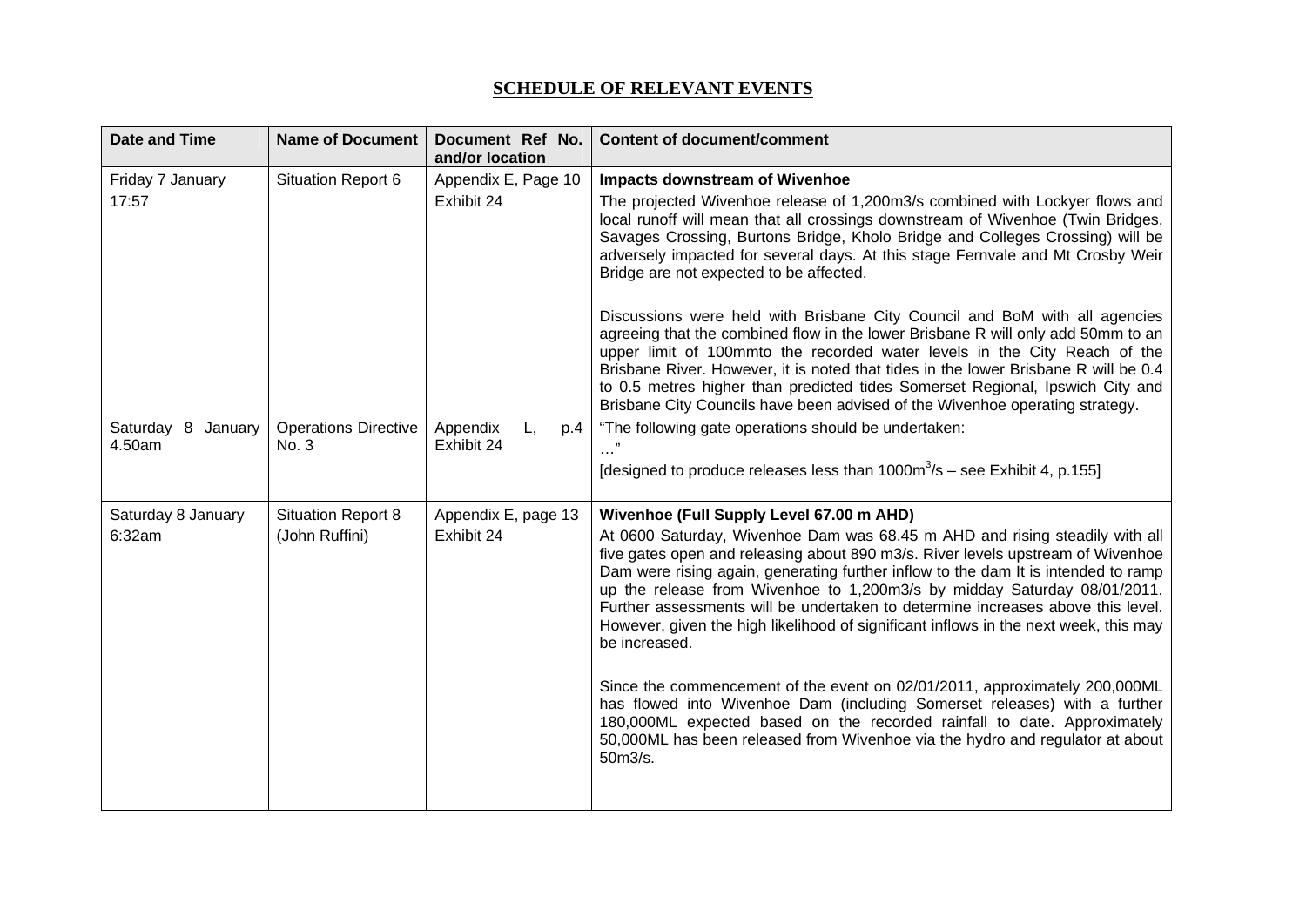# SCHEDULE OF RELEVANT EVENTS

| Date and Time | Name of Document | Document Ref No. and/or location | Content of document/comment |
|---|---|---|---|
| Friday 7 January 17:57 | Situation Report 6 | Appendix E, Page 10 Exhibit 24 | **Impacts downstream of Wivenhoe** The projected Wivenhoe release of 1,200m3/s combined with Lockyer flows and local runoff will mean that all crossings downstream of Wivenhoe (Twin Bridges, Savages Crossing, Burtons Bridge, Kholo Bridge and Colleges Crossing) will be adversely impacted for several days. At this stage Fernvale and Mt Crosby Weir Bridge are not expected to be affected. Discussions were held with Brisbane City Council and BoM with all agencies agreeing that the combined flow in the lower Brisbane R will only add 50mm to an upper limit of 100mmto the recorded water levels in the City Reach of the Brisbane River. However, it is noted that tides in the lower Brisbane R will be 0.4 to 0.5 metres higher than predicted tides Somerset Regional, Ipswich City and Brisbane City Councils have been advised of the Wivenhoe operating strategy. |
| Saturday 8 January 4.50am | Operations Directive No. 3 | Appendix L, p.4 Exhibit 24 | "The following gate operations should be undertaken: …" [designed to produce releases less than 1000m$^3$/s – see Exhibit 4, p.155] |
| Saturday 8 January 6:32am | Situation Report 8 (John Ruffini) | Appendix E, page 13 Exhibit 24 | **Wivenhoe (Full Supply Level 67.00 m AHD)** At 0600 Saturday, Wivenhoe Dam was 68.45 m AHD and rising steadily with all five gates open and releasing about 890 m3/s. River levels upstream of Wivenhoe Dam were rising again, generating further inflow to the dam It is intended to ramp up the release from Wivenhoe to 1,200m3/s by midday Saturday 08/01/2011. Further assessments will be undertaken to determine increases above this level. However, given the high likelihood of significant inflows in the next week, this may be increased. Since the commencement of the event on 02/01/2011, approximately 200,000ML has flowed into Wivenhoe Dam (including Somerset releases) with a further 180,000ML expected based on the recorded rainfall to date. Approximately 50,000ML has been released from Wivenhoe via the hydro and regulator at about 50m3/s. |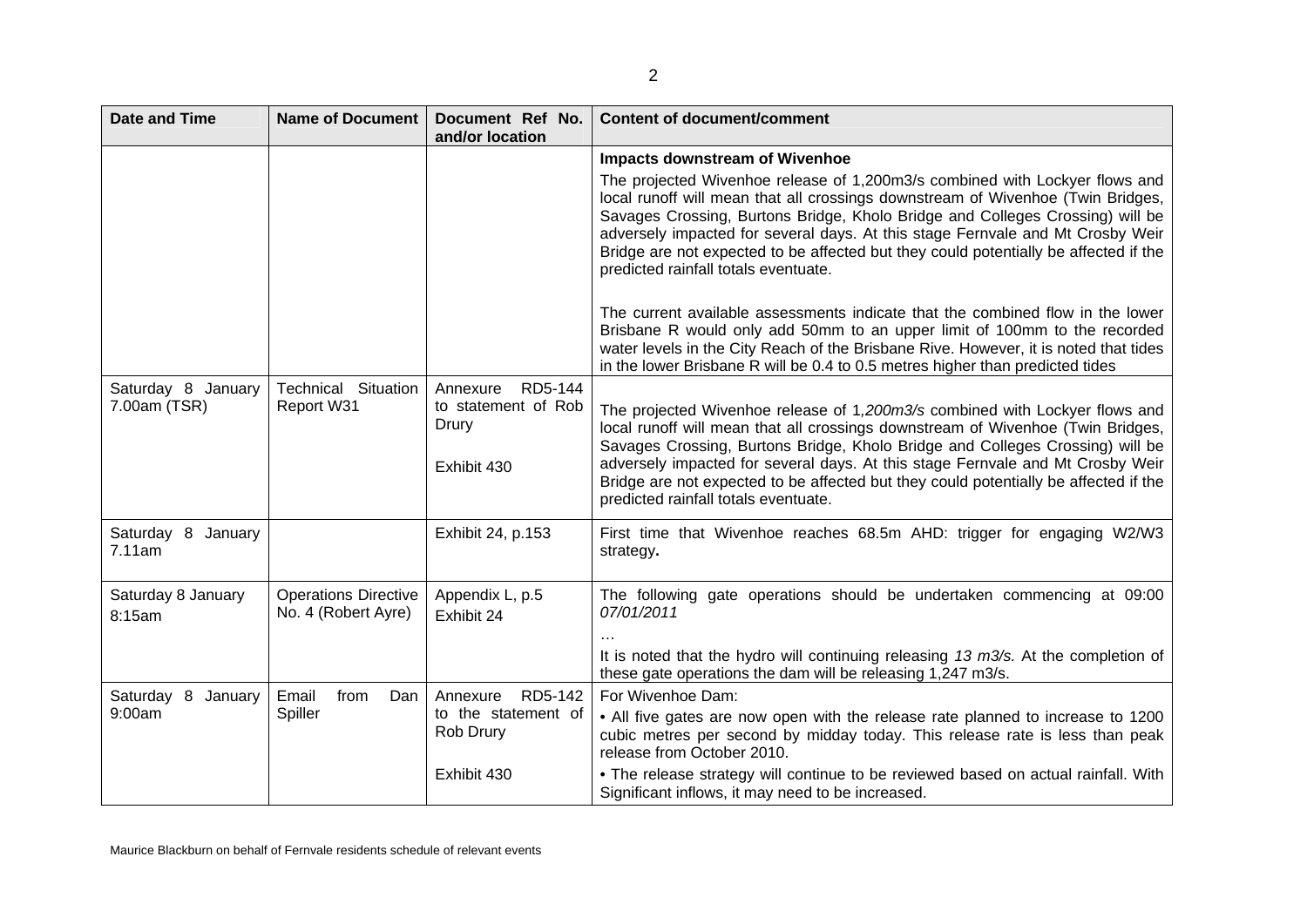| Date and Time | Name of Document | Document Ref No. and/or location | Content of document/comment |
|---|---|---|---|
| | | | **Impacts downstream of Wivenhoe**<br><br>The projected Wivenhoe release of 1,200m3/s combined with Lockyer flows and local runoff will mean that all crossings downstream of Wivenhoe (Twin Bridges, Savages Crossing, Burtons Bridge, Kholo Bridge and Colleges Crossing) will be adversely impacted for several days. At this stage Fernvale and Mt Crosby Weir Bridge are not expected to be affected but they could potentially be affected if the predicted rainfall totals eventuate.<br><br>The current available assessments indicate that the combined flow in the lower Brisbane R would only add 50mm to an upper limit of 100mm to the recorded water levels in the City Reach of the Brisbane Rive. However, it is noted that tides in the lower Brisbane R will be 0.4 to 0.5 metres higher than predicted tides |
| Saturday 8 January 7.00am (TSR) | Technical Situation Report W31 | Annexure RD5-144 to statement of Rob Drury<br><br>Exhibit 430 | The projected Wivenhoe release of 1*,200m3/s* combined with Lockyer flows and local runoff will mean that all crossings downstream of Wivenhoe (Twin Bridges, Savages Crossing, Burtons Bridge, Kholo Bridge and Colleges Crossing) will be adversely impacted for several days. At this stage Fernvale and Mt Crosby Weir Bridge are not expected to be affected but they could potentially be affected if the predicted rainfall totals eventuate. |
| Saturday 8 January 7.11am | | Exhibit 24, p.153 | First time that Wivenhoe reaches 68.5m AHD: trigger for engaging W2/W3 strategy**.** |
| Saturday 8 January 8:15am | Operations Directive No. 4 (Robert Ayre) | Appendix L, p.5<br>Exhibit 24 | The following gate operations should be undertaken commencing at 09:00 *07/01/2011*<br><br>…<br><br>It is noted that the hydro will continuing releasing *13 m3/s.* At the completion of these gate operations the dam will be releasing 1,247 m3/s. |
| Saturday 8 January 9:00am | Email from Dan Spiller | Annexure RD5-142 to the statement of Rob Drury<br><br>Exhibit 430 | For Wivenhoe Dam:<br><br>• All five gates are now open with the release rate planned to increase to 1200 cubic metres per second by midday today. This release rate is less than peak release from October 2010.<br><br>• The release strategy will continue to be reviewed based on actual rainfall. With Significant inflows, it may need to be increased. |

Maurice Blackburn on behalf of Fernvale residents schedule of relevant events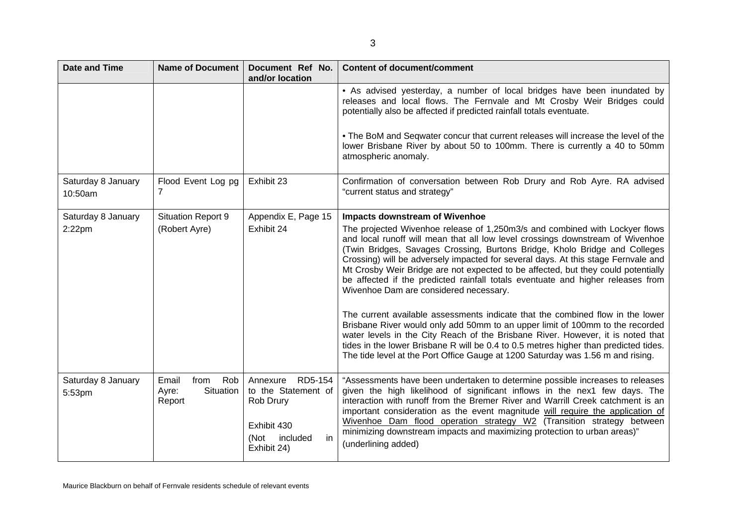| Date and Time | Name of Document | Document Ref No. and/or location | Content of document/comment |
|---|---|---|---|
| | | | • As advised yesterday, a number of local bridges have been inundated by releases and local flows. The Fernvale and Mt Crosby Weir Bridges could potentially also be affected if predicted rainfall totals eventuate.<br><br>• The BoM and Seqwater concur that current releases will increase the level of the lower Brisbane River by about 50 to 100mm. There is currently a 40 to 50mm atmospheric anomaly. |
| Saturday 8 January 10:50am | Flood Event Log pg 7 | Exhibit 23 | Confirmation of conversation between Rob Drury and Rob Ayre. RA advised "current status and strategy" |
| Saturday 8 January 2:22pm | Situation Report 9 (Robert Ayre) | Appendix E, Page 15 Exhibit 24 | **Impacts downstream of Wivenhoe**<br>The projected Wivenhoe release of 1,250m3/s and combined with Lockyer flows and local runoff will mean that all low level crossings downstream of Wivenhoe (Twin Bridges, Savages Crossing, Burtons Bridge, Kholo Bridge and Colleges Crossing) will be adversely impacted for several days. At this stage Fernvale and Mt Crosby Weir Bridge are not expected to be affected, but they could potentially be affected if the predicted rainfall totals eventuate and higher releases from Wivenhoe Dam are considered necessary.<br><br>The current available assessments indicate that the combined flow in the lower Brisbane River would only add 50mm to an upper limit of 100mm to the recorded water levels in the City Reach of the Brisbane River. However, it is noted that tides in the lower Brisbane R will be 0.4 to 0.5 metres higher than predicted tides. The tide level at the Port Office Gauge at 1200 Saturday was 1.56 m and rising. |
| Saturday 8 January 5:53pm | Email from Rob Ayre: Situation Report | Annexure RD5-154 to the Statement of Rob Drury<br><br>Exhibit 430<br>(Not included in Exhibit 24) | "Assessments have been undertaken to determine possible increases to releases given the high likelihood of significant inflows in the nex1 few days. The interaction with runoff from the Bremer River and Warrill Creek catchment is an important consideration as the event magnitude <u>will require the application of Wivenhoe Dam flood operation strategy W2</u> (Transition strategy between minimizing downstream impacts and maximizing protection to urban areas)"<br>(underlining added) |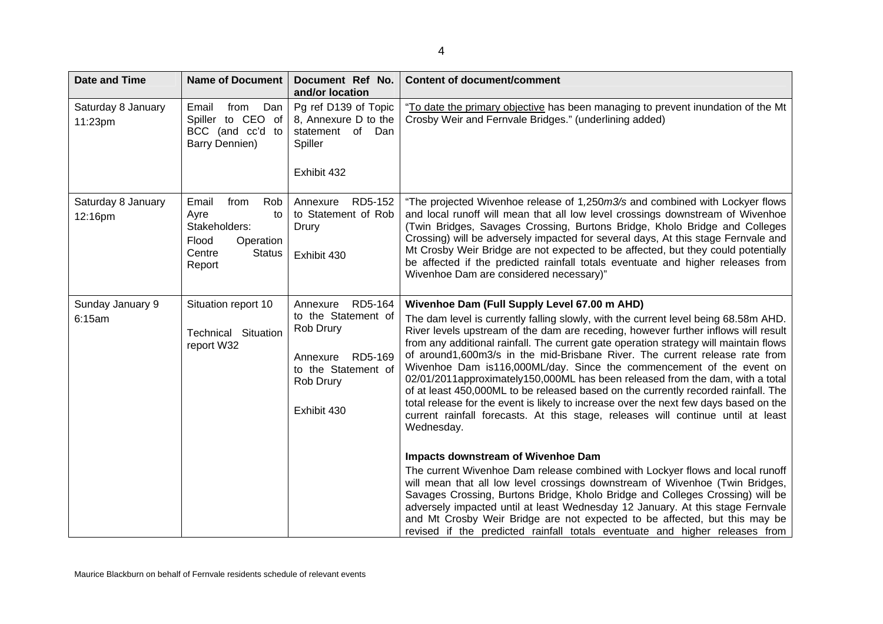| Date and Time | Name of Document | Document Ref No. and/or location | Content of document/comment |
|---|---|---|---|
| Saturday 8 January 11:23pm | Email from Dan Spiller to CEO of BCC (and cc'd to Barry Dennien) | Pg ref D139 of Topic 8, Annexure D to the statement of Dan Spiller<br><br>Exhibit 432 | "To date the primary objective has been managing to prevent inundation of the Mt Crosby Weir and Fernvale Bridges." (underlining added) |
| Saturday 8 January 12:16pm | Email from Rob Ayre to Stakeholders: Flood Operation Centre Status Report | Annexure RD5-152 to Statement of Rob Drury<br><br>Exhibit 430 | "The projected Wivenhoe release of 1,250*m3/s* and combined with Lockyer flows and local runoff will mean that all low level crossings downstream of Wivenhoe (Twin Bridges, Savages Crossing, Burtons Bridge, Kholo Bridge and Colleges Crossing) will be adversely impacted for several days, At this stage Fernvale and Mt Crosby Weir Bridge are not expected to be affected, but they could potentially be affected if the predicted rainfall totals eventuate and higher releases from Wivenhoe Dam are considered necessary)" |
| Sunday January 9 6:15am | Situation report 10<br><br>Technical Situation report W32 | Annexure RD5-164 to the Statement of Rob Drury<br><br>Annexure RD5-169 to the Statement of Rob Drury<br><br>Exhibit 430 | **Wivenhoe Dam (Full Supply Level 67.00 m AHD)**<br>The dam level is currently falling slowly, with the current level being 68.58m AHD. River levels upstream of the dam are receding, however further inflows will result from any additional rainfall. The current gate operation strategy will maintain flows of around1,600m3/s in the mid-Brisbane River. The current release rate from Wivenhoe Dam is116,000ML/day. Since the commencement of the event on 02/01/2011approximately150,000ML has been released from the dam, with a total of at least 450,000ML to be released based on the currently recorded rainfall. The total release for the event is likely to increase over the next few days based on the current rainfall forecasts. At this stage, releases will continue until at least Wednesday.<br><br>**Impacts downstream of Wivenhoe Dam**<br>The current Wivenhoe Dam release combined with Lockyer flows and local runoff will mean that all low level crossings downstream of Wivenhoe (Twin Bridges, Savages Crossing, Burtons Bridge, Kholo Bridge and Colleges Crossing) will be adversely impacted until at least Wednesday 12 January. At this stage Fernvale and Mt Crosby Weir Bridge are not expected to be affected, but this may be revised if the predicted rainfall totals eventuate and higher releases from |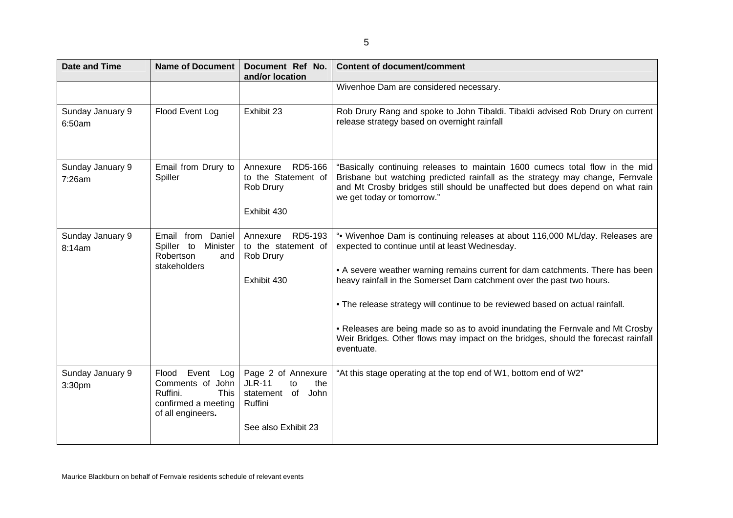| Date and Time | Name of Document | Document Ref No. and/or location | Content of document/comment |
|---|---|---|---|
| | | | Wivenhoe Dam are considered necessary. |
| Sunday January 9 6:50am | Flood Event Log | Exhibit 23 | Rob Drury Rang and spoke to John Tibaldi. Tibaldi advised Rob Drury on current release strategy based on overnight rainfall |
| Sunday January 9 7:26am | Email from Drury to Spiller | Annexure RD5-166 to the Statement of Rob Drury<br><br>Exhibit 430 | "Basically continuing releases to maintain 1600 cumecs total flow in the mid Brisbane but watching predicted rainfall as the strategy may change, Fernvale and Mt Crosby bridges still should be unaffected but does depend on what rain we get today or tomorrow." |
| Sunday January 9 8:14am | Email from Daniel Spiller to Minister Robertson and stakeholders | Annexure RD5-193 to the statement of Rob Drury<br><br>Exhibit 430 | "• Wivenhoe Dam is continuing releases at about 116,000 ML/day. Releases are expected to continue until at least Wednesday.<br><br>• A severe weather warning remains current for dam catchments. There has been heavy rainfall in the Somerset Dam catchment over the past two hours.<br><br>• The release strategy will continue to be reviewed based on actual rainfall.<br><br>• Releases are being made so as to avoid inundating the Fernvale and Mt Crosby Weir Bridges. Other flows may impact on the bridges, should the forecast rainfall eventuate. |
| Sunday January 9 3:30pm | Flood Event Log Comments of John Ruffini. This confirmed a meeting of all engineers**.** | Page 2 of Annexure JLR-11 to the statement of John Ruffini<br><br>See also Exhibit 23 | "At this stage operating at the top end of W1, bottom end of W2" |

Maurice Blackburn on behalf of Fernvale residents schedule of relevant events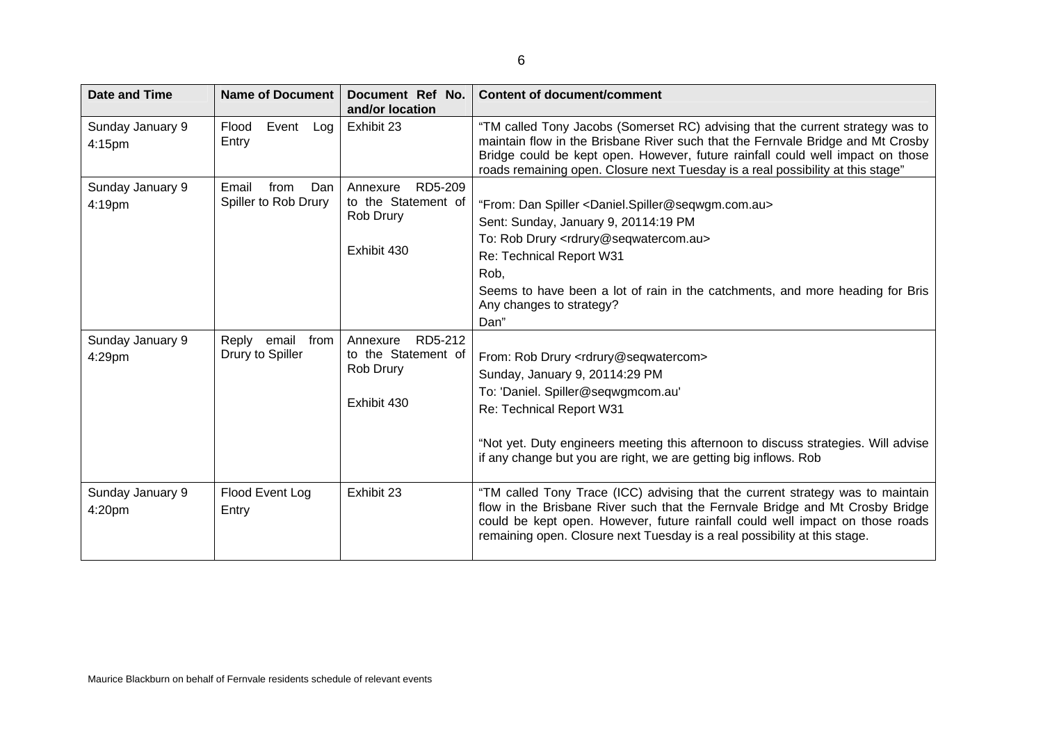| Date and Time | Name of Document | Document Ref No. and/or location | Content of document/comment |
|---|---|---|---|
| Sunday January 9 4:15pm | Flood Event Log Entry | Exhibit 23 | "TM called Tony Jacobs (Somerset RC) advising that the current strategy was to maintain flow in the Brisbane River such that the Fernvale Bridge and Mt Crosby Bridge could be kept open. However, future rainfall could well impact on those roads remaining open. Closure next Tuesday is a real possibility at this stage" |
| Sunday January 9 4:19pm | Email from Dan Spiller to Rob Drury | Annexure RD5-209 to the Statement of Rob Drury<br><br>Exhibit 430 | "From: Dan Spiller <Daniel.Spiller@seqwgm.com.au><br>Sent: Sunday, January 9, 20114:19 PM<br>To: Rob Drury <rdrury@seqwatercom.au><br>Re: Technical Report W31<br>Rob,<br>Seems to have been a lot of rain in the catchments, and more heading for Bris Any changes to strategy?<br>Dan" |
| Sunday January 9 4:29pm | Reply email from Drury to Spiller | Annexure RD5-212 to the Statement of Rob Drury<br><br>Exhibit 430 | From: Rob Drury <rdrury@seqwatercom><br>Sunday, January 9, 20114:29 PM<br>To: 'Daniel. Spiller@seqwgmcom.au'<br>Re: Technical Report W31<br><br>"Not yet. Duty engineers meeting this afternoon to discuss strategies. Will advise if any change but you are right, we are getting big inflows. Rob |
| Sunday January 9 4:20pm | Flood Event Log Entry | Exhibit 23 | "TM called Tony Trace (ICC) advising that the current strategy was to maintain flow in the Brisbane River such that the Fernvale Bridge and Mt Crosby Bridge could be kept open. However, future rainfall could well impact on those roads remaining open. Closure next Tuesday is a real possibility at this stage. |

Maurice Blackburn on behalf of Fernvale residents schedule of relevant events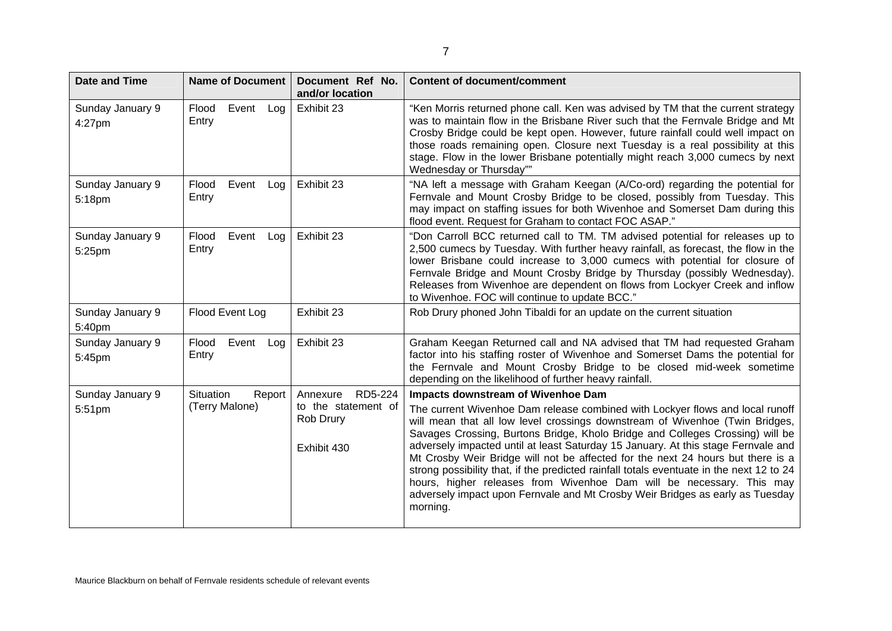| Date and Time | Name of Document | Document Ref No. and/or location | Content of document/comment |
|---|---|---|---|
| Sunday January 9 4:27pm | Flood Event Log Entry | Exhibit 23 | "Ken Morris returned phone call. Ken was advised by TM that the current strategy was to maintain flow in the Brisbane River such that the Fernvale Bridge and Mt Crosby Bridge could be kept open. However, future rainfall could well impact on those roads remaining open. Closure next Tuesday is a real possibility at this stage. Flow in the lower Brisbane potentially might reach 3,000 cumecs by next Wednesday or Thursday"" |
| Sunday January 9 5:18pm | Flood Event Log Entry | Exhibit 23 | "NA left a message with Graham Keegan (A/Co-ord) regarding the potential for Fernvale and Mount Crosby Bridge to be closed, possibly from Tuesday. This may impact on staffing issues for both Wivenhoe and Somerset Dam during this flood event. Request for Graham to contact FOC ASAP." |
| Sunday January 9 5:25pm | Flood Event Log Entry | Exhibit 23 | "Don Carroll BCC returned call to TM. TM advised potential for releases up to 2,500 cumecs by Tuesday. With further heavy rainfall, as forecast, the flow in the lower Brisbane could increase to 3,000 cumecs with potential for closure of Fernvale Bridge and Mount Crosby Bridge by Thursday (possibly Wednesday). Releases from Wivenhoe are dependent on flows from Lockyer Creek and inflow to Wivenhoe. FOC will continue to update BCC." |
| Sunday January 9 5:40pm | Flood Event Log | Exhibit 23 | Rob Drury phoned John Tibaldi for an update on the current situation |
| Sunday January 9 5:45pm | Flood Event Log Entry | Exhibit 23 | Graham Keegan Returned call and NA advised that TM had requested Graham factor into his staffing roster of Wivenhoe and Somerset Dams the potential for the Fernvale and Mount Crosby Bridge to be closed mid-week sometime depending on the likelihood of further heavy rainfall. |
| Sunday January 9 5:51pm | Situation Report (Terry Malone) | Annexure RD5-224 to the statement of Rob Drury<br><br>Exhibit 430 | **Impacts downstream of Wivenhoe Dam**<br><br>The current Wivenhoe Dam release combined with Lockyer flows and local runoff will mean that all low level crossings downstream of Wivenhoe (Twin Bridges, Savages Crossing, Burtons Bridge, Kholo Bridge and Colleges Crossing) will be adversely impacted until at least Saturday 15 January. At this stage Fernvale and Mt Crosby Weir Bridge will not be affected for the next 24 hours but there is a strong possibility that, if the predicted rainfall totals eventuate in the next 12 to 24 hours, higher releases from Wivenhoe Dam will be necessary. This may adversely impact upon Fernvale and Mt Crosby Weir Bridges as early as Tuesday morning. |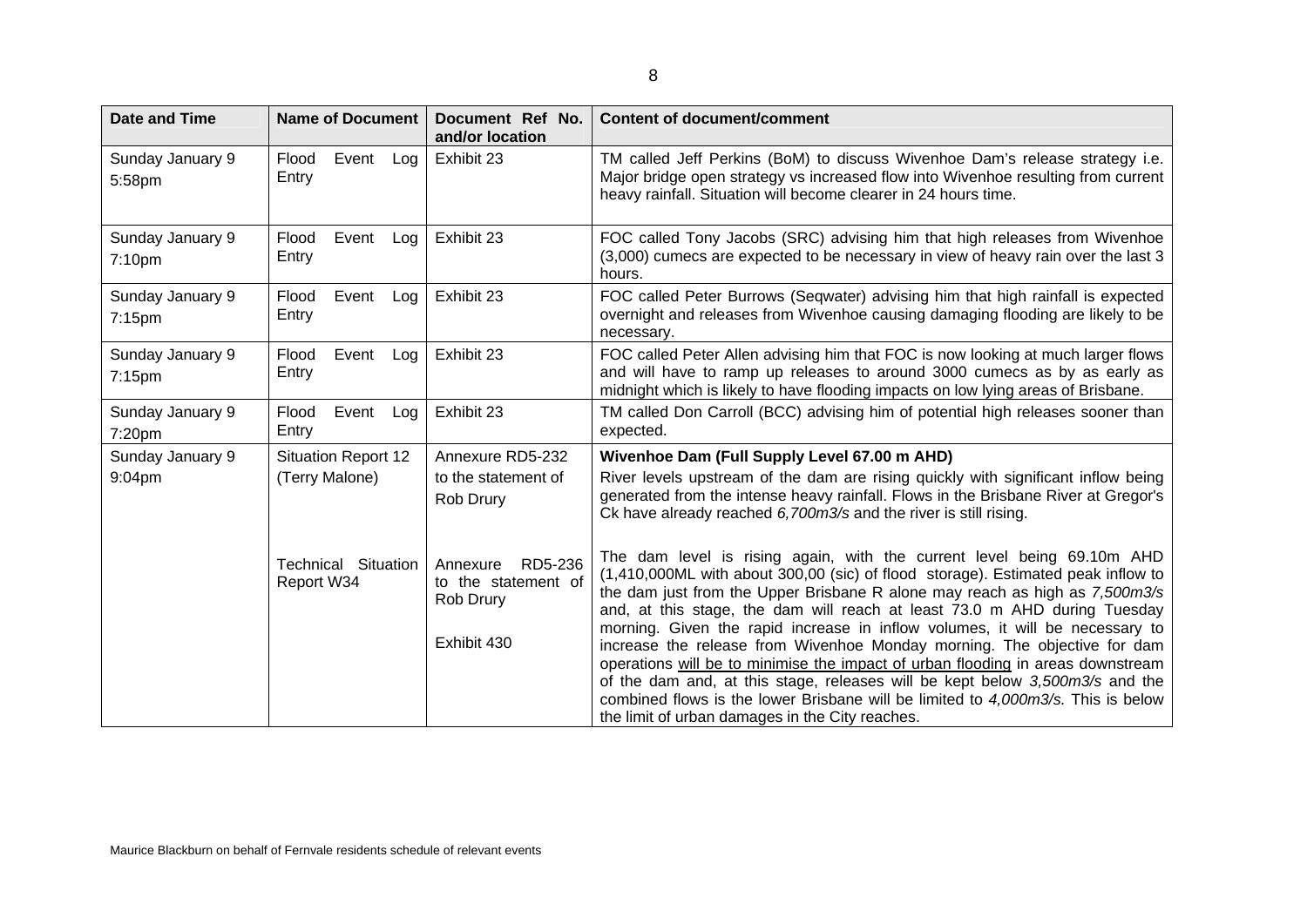| Date and Time | Name of Document | Document Ref No. and/or location | Content of document/comment |
|---|---|---|---|
| Sunday January 9 5:58pm | Flood Event Log Entry | Exhibit 23 | TM called Jeff Perkins (BoM) to discuss Wivenhoe Dam's release strategy i.e. Major bridge open strategy vs increased flow into Wivenhoe resulting from current heavy rainfall. Situation will become clearer in 24 hours time. |
| Sunday January 9 7:10pm | Flood Event Log Entry | Exhibit 23 | FOC called Tony Jacobs (SRC) advising him that high releases from Wivenhoe (3,000) cumecs are expected to be necessary in view of heavy rain over the last 3 hours. |
| Sunday January 9 7:15pm | Flood Event Log Entry | Exhibit 23 | FOC called Peter Burrows (Seqwater) advising him that high rainfall is expected overnight and releases from Wivenhoe causing damaging flooding are likely to be necessary. |
| Sunday January 9 7:15pm | Flood Event Log Entry | Exhibit 23 | FOC called Peter Allen advising him that FOC is now looking at much larger flows and will have to ramp up releases to around 3000 cumecs as by as early as midnight which is likely to have flooding impacts on low lying areas of Brisbane. |
| Sunday January 9 7:20pm | Flood Event Log Entry | Exhibit 23 | TM called Don Carroll (BCC) advising him of potential high releases sooner than expected. |
| Sunday January 9 9:04pm | Situation Report 12 (Terry Malone)<br><br>Technical Situation Report W34 | Annexure RD5-232 to the statement of Rob Drury<br><br>Annexure RD5-236 to the statement of Rob Drury<br><br>Exhibit 430 | **Wivenhoe Dam (Full Supply Level 67.00 m AHD)**<br>River levels upstream of the dam are rising quickly with significant inflow being generated from the intense heavy rainfall. Flows in the Brisbane River at Gregor's Ck have already reached *6,700m3/s* and the river is still rising.<br><br>The dam level is rising again, with the current level being 69.10m AHD (1,410,000ML with about 300,00 (sic) of flood storage). Estimated peak inflow to the dam just from the Upper Brisbane R alone may reach as high as *7,500m3/s* and, at this stage, the dam will reach at least 73.0 m AHD during Tuesday morning. Given the rapid increase in inflow volumes, it will be necessary to increase the release from Wivenhoe Monday morning. The objective for dam operations will be to minimise the impact of urban flooding in areas downstream of the dam and, at this stage, releases will be kept below *3,500m3/s* and the combined flows is the lower Brisbane will be limited to *4,000m3/s.* This is below the limit of urban damages in the City reaches. |

Maurice Blackburn on behalf of Fernvale residents schedule of relevant events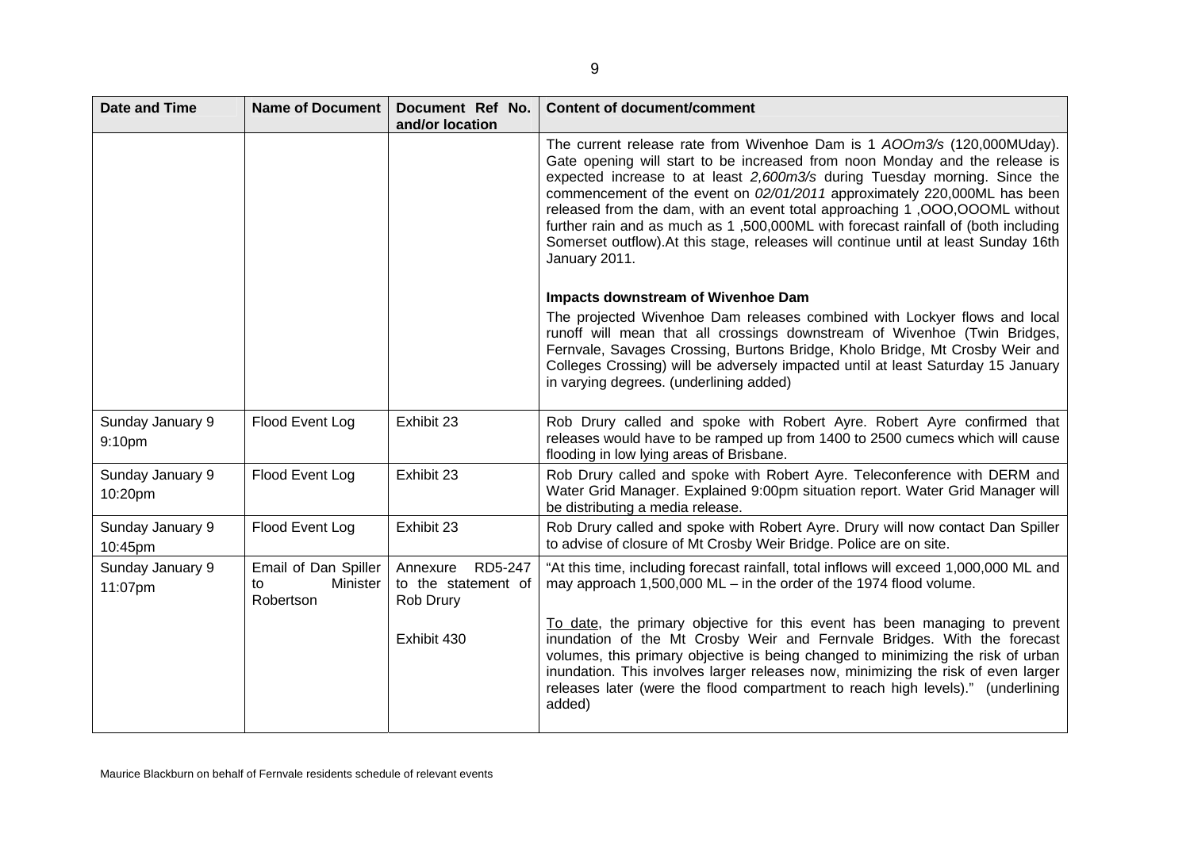| Date and Time | Name of Document | Document Ref No. and/or location | Content of document/comment |
|---|---|---|---|
| | | | The current release rate from Wivenhoe Dam is 1 *AOOm3/s* (120,000MUday). Gate opening will start to be increased from noon Monday and the release is expected increase to at least *2,600m3/s* during Tuesday morning. Since the commencement of the event on *02/01/2011* approximately 220,000ML has been released from the dam, with an event total approaching 1 ,OOO,OOOML without further rain and as much as 1 ,500,000ML with forecast rainfall of (both including Somerset outflow).At this stage, releases will continue until at least Sunday 16th January 2011.<br><br>**Impacts downstream of Wivenhoe Dam**<br>The projected Wivenhoe Dam releases combined with Lockyer flows and local runoff will mean that all crossings downstream of Wivenhoe (Twin Bridges, Fernvale, Savages Crossing, Burtons Bridge, Kholo Bridge, Mt Crosby Weir and Colleges Crossing) will be adversely impacted until at least Saturday 15 January in varying degrees. (underlining added) |
| Sunday January 9 9:10pm | Flood Event Log | Exhibit 23 | Rob Drury called and spoke with Robert Ayre. Robert Ayre confirmed that releases would have to be ramped up from 1400 to 2500 cumecs which will cause flooding in low lying areas of Brisbane. |
| Sunday January 9 10:20pm | Flood Event Log | Exhibit 23 | Rob Drury called and spoke with Robert Ayre. Teleconference with DERM and Water Grid Manager. Explained 9:00pm situation report. Water Grid Manager will be distributing a media release. |
| Sunday January 9 10:45pm | Flood Event Log | Exhibit 23 | Rob Drury called and spoke with Robert Ayre. Drury will now contact Dan Spiller to advise of closure of Mt Crosby Weir Bridge. Police are on site. |
| Sunday January 9 11:07pm | Email of Dan Spiller to Minister Robertson | Annexure RD5-247 to the statement of Rob Drury<br><br>Exhibit 430 | "At this time, including forecast rainfall, total inflows will exceed 1,000,000 ML and may approach 1,500,000 ML – in the order of the 1974 flood volume.<br><br>To date, the primary objective for this event has been managing to prevent inundation of the Mt Crosby Weir and Fernvale Bridges. With the forecast volumes, this primary objective is being changed to minimizing the risk of urban inundation. This involves larger releases now, minimizing the risk of even larger releases later (were the flood compartment to reach high levels)." (underlining added) |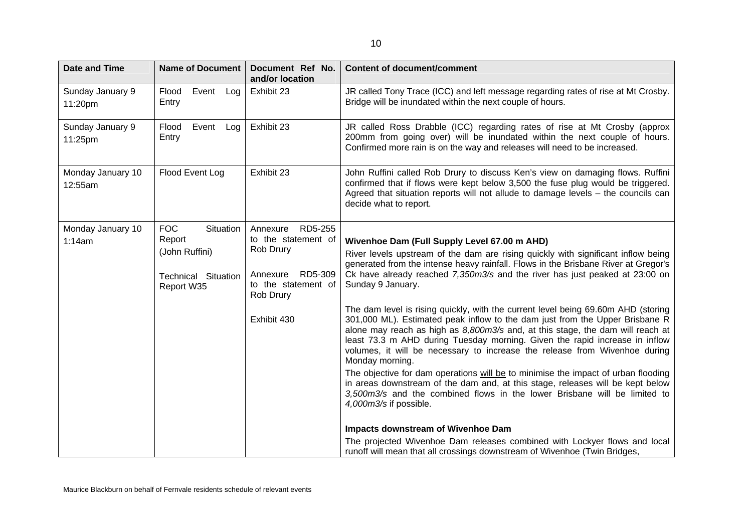| Date and Time | Name of Document | Document Ref No. and/or location | Content of document/comment |
|---|---|---|---|
| Sunday January 9 11:20pm | Flood Event Log Entry | Exhibit 23 | JR called Tony Trace (ICC) and left message regarding rates of rise at Mt Crosby. Bridge will be inundated within the next couple of hours. |
| Sunday January 9 11:25pm | Flood Event Log Entry | Exhibit 23 | JR called Ross Drabble (ICC) regarding rates of rise at Mt Crosby (approx 200mm from going over) will be inundated within the next couple of hours. Confirmed more rain is on the way and releases will need to be increased. |
| Monday January 10 12:55am | Flood Event Log | Exhibit 23 | John Ruffini called Rob Drury to discuss Ken's view on damaging flows. Ruffini confirmed that if flows were kept below 3,500 the fuse plug would be triggered. Agreed that situation reports will not allude to damage levels – the councils can decide what to report. |
| Monday January 10 1:14am | FOC Situation Report (John Ruffini)<br><br>Technical Situation Report W35 | Annexure RD5-255 to the statement of Rob Drury<br><br>Annexure RD5-309 to the statement of Rob Drury<br><br>Exhibit 430 | **Wivenhoe Dam (Full Supply Level 67.00 m AHD)**<br>River levels upstream of the dam are rising quickly with significant inflow being generated from the intense heavy rainfall. Flows in the Brisbane River at Gregor's Ck have already reached *7,350m3/s* and the river has just peaked at 23:00 on Sunday 9 January.<br><br>The dam level is rising quickly, with the current level being 69.60m AHD (storing 301,000 ML). Estimated peak inflow to the dam just from the Upper Brisbane R alone may reach as high as *8,800m3/s* and, at this stage, the dam will reach at least 73.3 m AHD during Tuesday morning. Given the rapid increase in inflow volumes, it will be necessary to increase the release from Wivenhoe during Monday morning.<br>The objective for dam operations will be to minimise the impact of urban flooding in areas downstream of the dam and, at this stage, releases will be kept below *3,500m3/s* and the combined flows in the lower Brisbane will be limited to *4,000m3/s* if possible.<br><br>**Impacts downstream of Wivenhoe Dam**<br>The projected Wivenhoe Dam releases combined with Lockyer flows and local runoff will mean that all crossings downstream of Wivenhoe (Twin Bridges, |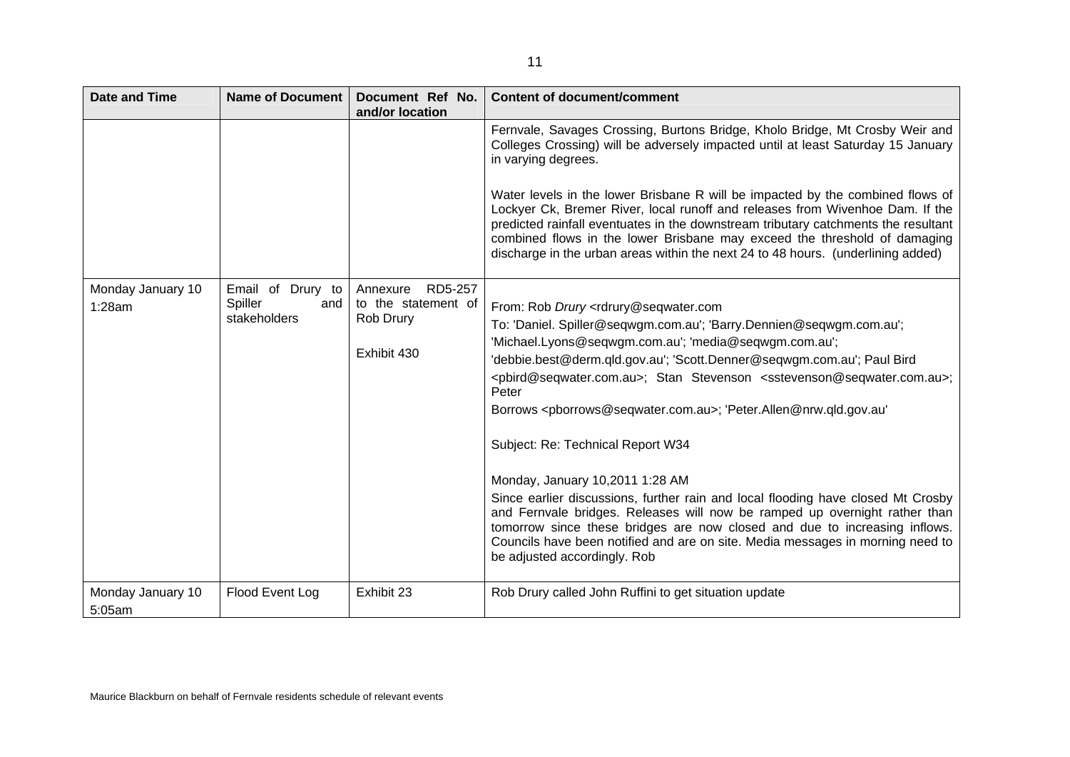| Date and Time | Name of Document | Document Ref No. and/or location | Content of document/comment |
|---|---|---|---|
| | | | Fernvale, Savages Crossing, Burtons Bridge, Kholo Bridge, Mt Crosby Weir and Colleges Crossing) will be adversely impacted until at least Saturday 15 January in varying degrees.<br><br>Water levels in the lower Brisbane R will be impacted by the combined flows of Lockyer Ck, Bremer River, local runoff and releases from Wivenhoe Dam. If the predicted rainfall eventuates in the downstream tributary catchments the resultant combined flows in the lower Brisbane may exceed the threshold of damaging discharge in the urban areas within the next 24 to 48 hours. (underlining added) |
| Monday January 10 1:28am | Email of Drury to Spiller and stakeholders | Annexure RD5-257 to the statement of Rob Drury<br><br>Exhibit 430 | From: Rob *Drury* <rdrury@seqwater.com<br>To: 'Daniel. Spiller@seqwgm.com.au'; 'Barry.Dennien@seqwgm.com.au'; 'Michael.Lyons@seqwgm.com.au'; 'media@seqwgm.com.au'; 'debbie.best@derm.qld.gov.au'; 'Scott.Denner@seqwgm.com.au'; Paul Bird <pbird@seqwater.com.au>; Stan Stevenson <sstevenson@seqwater.com.au>; Peter Borrows <pborrows@seqwater.com.au>; 'Peter.Allen@nrw.qld.gov.au'<br><br>Subject: Re: Technical Report W34<br><br>Monday, January 10,2011 1:28 AM<br>Since earlier discussions, further rain and local flooding have closed Mt Crosby and Fernvale bridges. Releases will now be ramped up overnight rather than tomorrow since these bridges are now closed and due to increasing inflows. Councils have been notified and are on site. Media messages in morning need to be adjusted accordingly. Rob |
| Monday January 10 5:05am | Flood Event Log | Exhibit 23 | Rob Drury called John Ruffini to get situation update |

Maurice Blackburn on behalf of Fernvale residents schedule of relevant events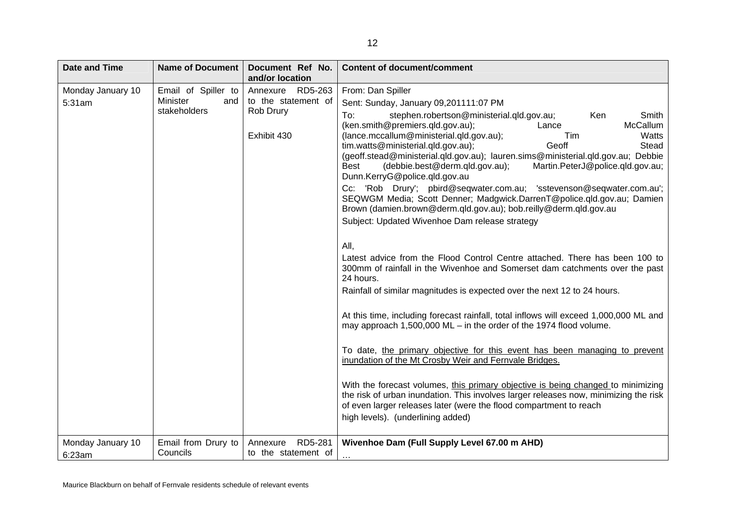| Date and Time | Name of Document | Document Ref No. and/or location | Content of document/comment |
| --- | --- | --- | --- |
| Monday January 10 5:31am | Email of Spiller to Minister and stakeholders | Annexure RD5-263 to the statement of Rob Drury<br><br>Exhibit 430 | From: Dan Spiller<br>Sent: Sunday, January 09,201111:07 PM<br>To: stephen.robertson@ministerial.qld.gov.au; Ken Smith (ken.smith@premiers.qld.gov.au); Lance McCallum (lance.mccallum@ministerial.qld.gov.au); Tim Watts tim.watts@ministerial.qld.gov.au); Geoff Stead (geoff.stead@ministerial.qld.gov.au); lauren.sims@ministerial.qld.gov.au; Debbie Best (debbie.best@derm.qld.gov.au); Martin.PeterJ@police.qld.gov.au; Dunn.KerryG@police.qld.gov.au<br>Cc: 'Rob Drury'; pbird@seqwater.com.au; 'sstevenson@seqwater.com.au'; SEQWGM Media; Scott Denner; Madgwick.DarrenT@police.qld.gov.au; Damien Brown (damien.brown@derm.qld.gov.au); bob.reilly@derm.qld.gov.au<br>Subject: Updated Wivenhoe Dam release strategy<br><br>All,<br>Latest advice from the Flood Control Centre attached. There has been 100 to 300mm of rainfall in the Wivenhoe and Somerset dam catchments over the past 24 hours.<br>Rainfall of similar magnitudes is expected over the next 12 to 24 hours.<br><br>At this time, including forecast rainfall, total inflows will exceed 1,000,000 ML and may approach 1,500,000 ML – in the order of the 1974 flood volume.<br><br>To date, <u>the primary objective for this event has been managing to prevent inundation of the Mt Crosby Weir and Fernvale Bridges.</u><br><br>With the forecast volumes, <u>this primary objective is being changed</u> to minimizing the risk of urban inundation. This involves larger releases now, minimizing the risk of even larger releases later (were the flood compartment to reach high levels). (underlining added) |
| Monday January 10 6:23am | Email from Drury to Councils | Annexure RD5-281 to the statement of | **Wivenhoe Dam (Full Supply Level 67.00 m AHD)**<br>… |

Maurice Blackburn on behalf of Fernvale residents schedule of relevant events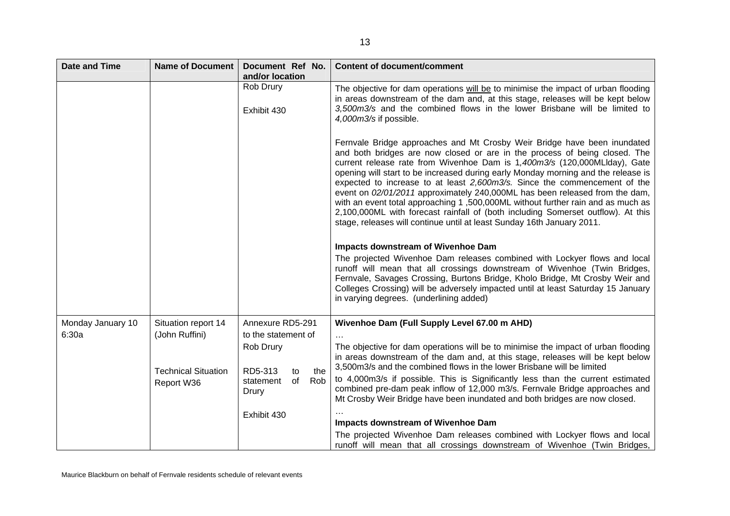| Date and Time | Name of Document | Document Ref No. and/or location | Content of document/comment |
| --- | --- | --- | --- |
| | | Rob Drury<br><br>Exhibit 430 | The objective for dam operations will be to minimise the impact of urban flooding in areas downstream of the dam and, at this stage, releases will be kept below *3,500m3/s* and the combined flows in the lower Brisbane will be limited to *4,000m3/s* if possible.<br><br>Fernvale Bridge approaches and Mt Crosby Weir Bridge have been inundated and both bridges are now closed or are in the process of being closed. The current release rate from Wivenhoe Dam is 1*,400m3/s* (120,000MLlday), Gate opening will start to be increased during early Monday morning and the release is expected to increase to at least *2,600m3/s.* Since the commencement of the event on *02/01/2011* approximately 240,000ML has been released from the dam, with an event total approaching 1 ,500,000ML without further rain and as much as 2,100,000ML with forecast rainfall of (both including Somerset outflow). At this stage, releases will continue until at least Sunday 16th January 2011.<br><br>**Impacts downstream of Wivenhoe Dam**<br>The projected Wivenhoe Dam releases combined with Lockyer flows and local runoff will mean that all crossings downstream of Wivenhoe (Twin Bridges, Fernvale, Savages Crossing, Burtons Bridge, Kholo Bridge, Mt Crosby Weir and Colleges Crossing) will be adversely impacted until at least Saturday 15 January in varying degrees. (underlining added) |
| Monday January 10 6:30a | Situation report 14 (John Ruffini)<br><br>Technical Situation Report W36 | Annexure RD5-291 to the statement of Rob Drury<br><br>RD5-313 to the statement of Rob Drury<br><br>Exhibit 430 | **Wivenhoe Dam (Full Supply Level 67.00 m AHD)**<br>…<br>The objective for dam operations will be to minimise the impact of urban flooding in areas downstream of the dam and, at this stage, releases will be kept below 3,500m3/s and the combined flows in the lower Brisbane will be limited to 4,000m3/s if possible. This is Significantly less than the current estimated combined pre-dam peak inflow of 12,000 m3/s. Fernvale Bridge approaches and Mt Crosby Weir Bridge have been inundated and both bridges are now closed.<br>…<br>**Impacts downstream of Wivenhoe Dam**<br>The projected Wivenhoe Dam releases combined with Lockyer flows and local runoff will mean that all crossings downstream of Wivenhoe (Twin Bridges, |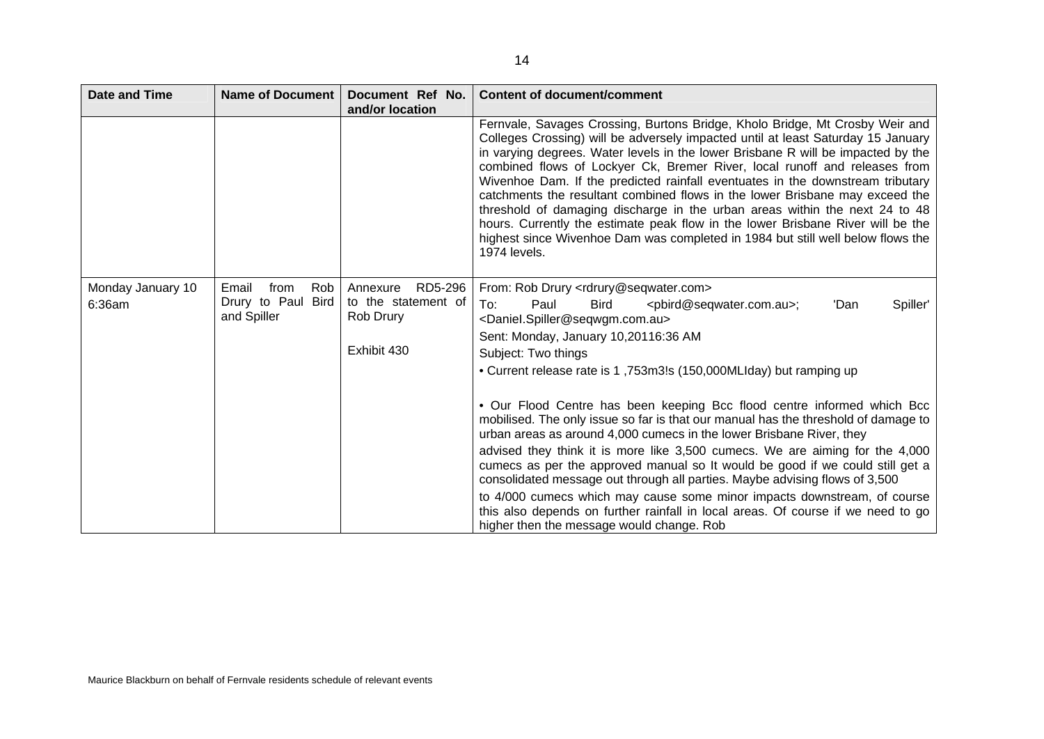| Date and Time | Name of Document | Document Ref No. and/or location | Content of document/comment |
|---|---|---|---|
| | | | Fernvale, Savages Crossing, Burtons Bridge, Kholo Bridge, Mt Crosby Weir and Colleges Crossing) will be adversely impacted until at least Saturday 15 January in varying degrees. Water levels in the lower Brisbane R will be impacted by the combined flows of Lockyer Ck, Bremer River, local runoff and releases from Wivenhoe Dam. If the predicted rainfall eventuates in the downstream tributary catchments the resultant combined flows in the lower Brisbane may exceed the threshold of damaging discharge in the urban areas within the next 24 to 48 hours. Currently the estimate peak flow in the lower Brisbane River will be the highest since Wivenhoe Dam was completed in 1984 but still well below flows the 1974 levels. |
| Monday January 10 6:36am | Email from Rob Drury to Paul Bird and Spiller | Annexure RD5-296 to the statement of Rob Drury<br><br>Exhibit 430 | From: Rob Drury <rdrury@seqwater.com><br>To: Paul Bird <pbird@seqwater.com.au>; 'Dan Spiller' <Daniel.Spiller@seqwgm.com.au><br>Sent: Monday, January 10,20116:36 AM<br>Subject: Two things<br>• Current release rate is 1 ,753m3!s (150,000MLIday) but ramping up<br><br>• Our Flood Centre has been keeping Bcc flood centre informed which Bcc mobilised. The only issue so far is that our manual has the threshold of damage to urban areas as around 4,000 cumecs in the lower Brisbane River, they advised they think it is more like 3,500 cumecs. We are aiming for the 4,000 cumecs as per the approved manual so It would be good if we could still get a consolidated message out through all parties. Maybe advising flows of 3,500 to 4/000 cumecs which may cause some minor impacts downstream, of course this also depends on further rainfall in local areas. Of course if we need to go higher then the message would change. Rob |

Maurice Blackburn on behalf of Fernvale residents schedule of relevant events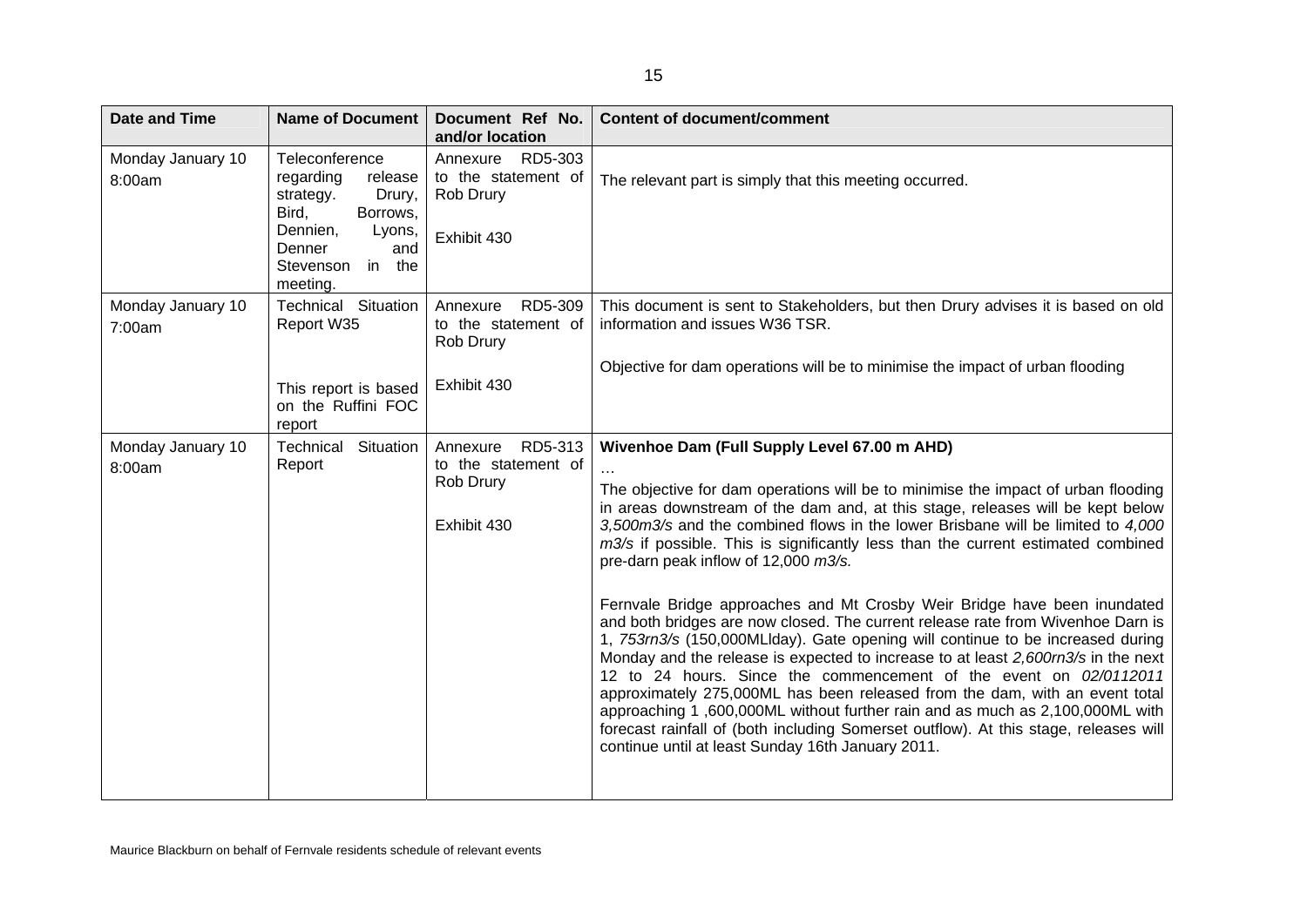| Date and Time | Name of Document | Document Ref No. and/or location | Content of document/comment |
|---|---|---|---|
| Monday January 10 8:00am | Teleconference regarding release strategy. Drury, Bird, Borrows, Dennien, Lyons, Denner and Stevenson in the meeting. | Annexure RD5-303 to the statement of Rob Drury<br><br>Exhibit 430 | The relevant part is simply that this meeting occurred. |
| Monday January 10 7:00am | Technical Situation Report W35<br><br>This report is based on the Ruffini FOC report | Annexure RD5-309 to the statement of Rob Drury<br><br>Exhibit 430 | This document is sent to Stakeholders, but then Drury advises it is based on old information and issues W36 TSR.<br><br>Objective for dam operations will be to minimise the impact of urban flooding |
| Monday January 10 8:00am | Technical Situation Report | Annexure RD5-313 to the statement of Rob Drury<br><br>Exhibit 430 | **Wivenhoe Dam (Full Supply Level 67.00 m AHD)**<br>…<br>The objective for dam operations will be to minimise the impact of urban flooding in areas downstream of the dam and, at this stage, releases will be kept below *3,500m3/s* and the combined flows in the lower Brisbane will be limited to *4,000 m3/s* if possible. This is significantly less than the current estimated combined pre-darn peak inflow of 12,000 *m3/s.*<br><br>Fernvale Bridge approaches and Mt Crosby Weir Bridge have been inundated and both bridges are now closed. The current release rate from Wivenhoe Darn is 1, *753rn3/s* (150,000MLlday). Gate opening will continue to be increased during Monday and the release is expected to increase to at least *2,600rn3/s* in the next 12 to 24 hours. Since the commencement of the event on *02/0112011* approximately 275,000ML has been released from the dam, with an event total approaching 1 ,600,000ML without further rain and as much as 2,100,000ML with forecast rainfall of (both including Somerset outflow). At this stage, releases will continue until at least Sunday 16th January 2011. |

Maurice Blackburn on behalf of Fernvale residents schedule of relevant events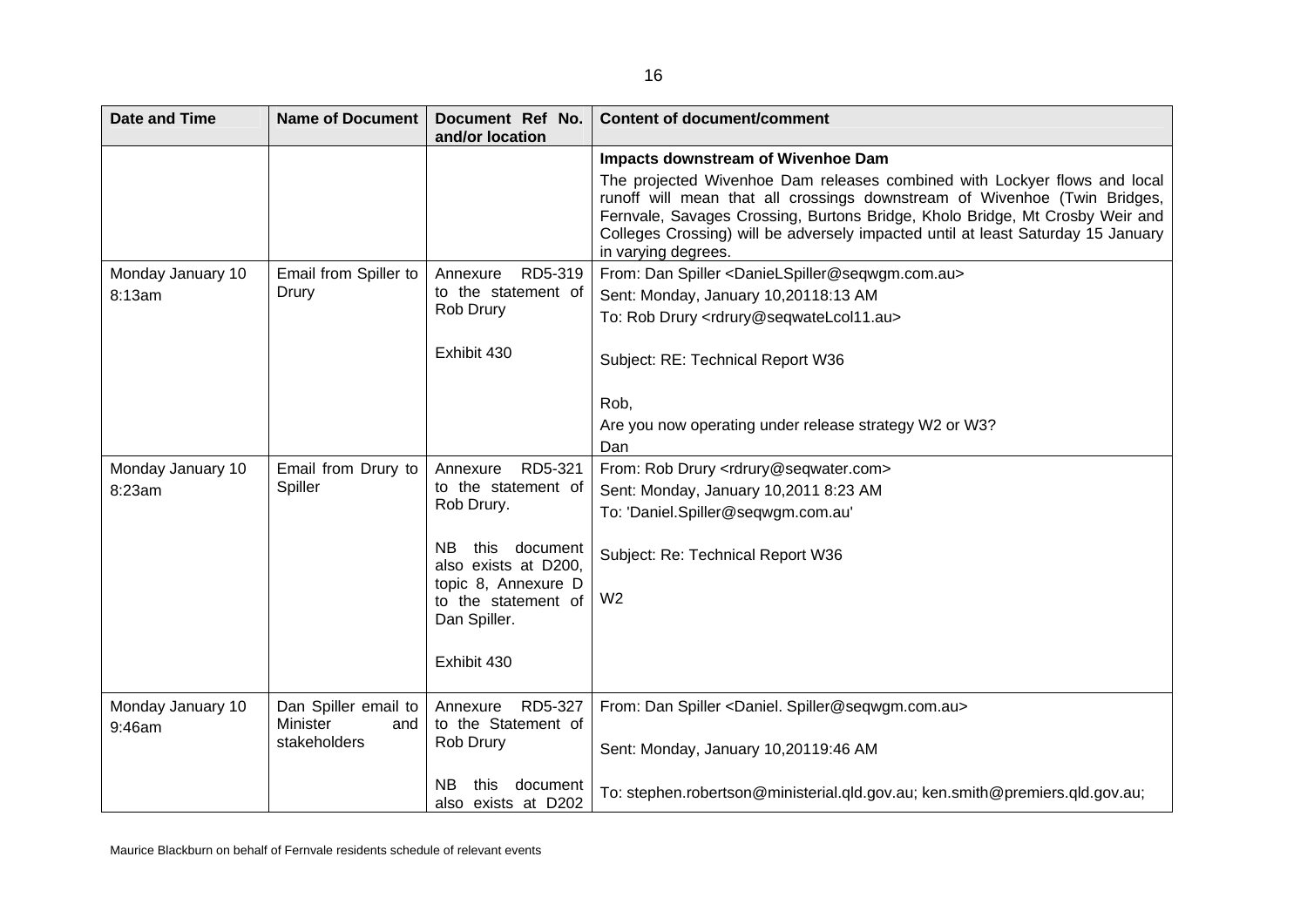| Date and Time | Name of Document | Document Ref No. and/or location | Content of document/comment |
|---|---|---|---|
| | | | **Impacts downstream of Wivenhoe Dam**<br><br>The projected Wivenhoe Dam releases combined with Lockyer flows and local runoff will mean that all crossings downstream of Wivenhoe (Twin Bridges, Fernvale, Savages Crossing, Burtons Bridge, Kholo Bridge, Mt Crosby Weir and Colleges Crossing) will be adversely impacted until at least Saturday 15 January in varying degrees. |
| Monday January 10 8:13am | Email from Spiller to Drury | Annexure RD5-319 to the statement of Rob Drury<br><br>Exhibit 430 | From: Dan Spiller <DanieLSpiller@seqwgm.com.au><br>Sent: Monday, January 10,20118:13 AM<br>To: Rob Drury <rdrury@seqwateLcol11.au><br><br>Subject: RE: Technical Report W36<br><br>Rob,<br>Are you now operating under release strategy W2 or W3?<br>Dan |
| Monday January 10 8:23am | Email from Drury to Spiller | Annexure RD5-321 to the statement of Rob Drury.<br><br>NB this document also exists at D200, topic 8, Annexure D to the statement of Dan Spiller.<br><br>Exhibit 430 | From: Rob Drury <rdrury@seqwater.com><br>Sent: Monday, January 10,2011 8:23 AM<br>To: 'Daniel.Spiller@seqwgm.com.au'<br><br>Subject: Re: Technical Report W36<br><br>W2 |
| Monday January 10 9:46am | Dan Spiller email to Minister and stakeholders | Annexure RD5-327 to the Statement of Rob Drury<br><br>NB this document also exists at D202 | From: Dan Spiller <Daniel. Spiller@seqwgm.com.au><br><br>Sent: Monday, January 10,20119:46 AM<br><br>To: stephen.robertson@ministerial.qld.gov.au; ken.smith@premiers.qld.gov.au; |

Maurice Blackburn on behalf of Fernvale residents schedule of relevant events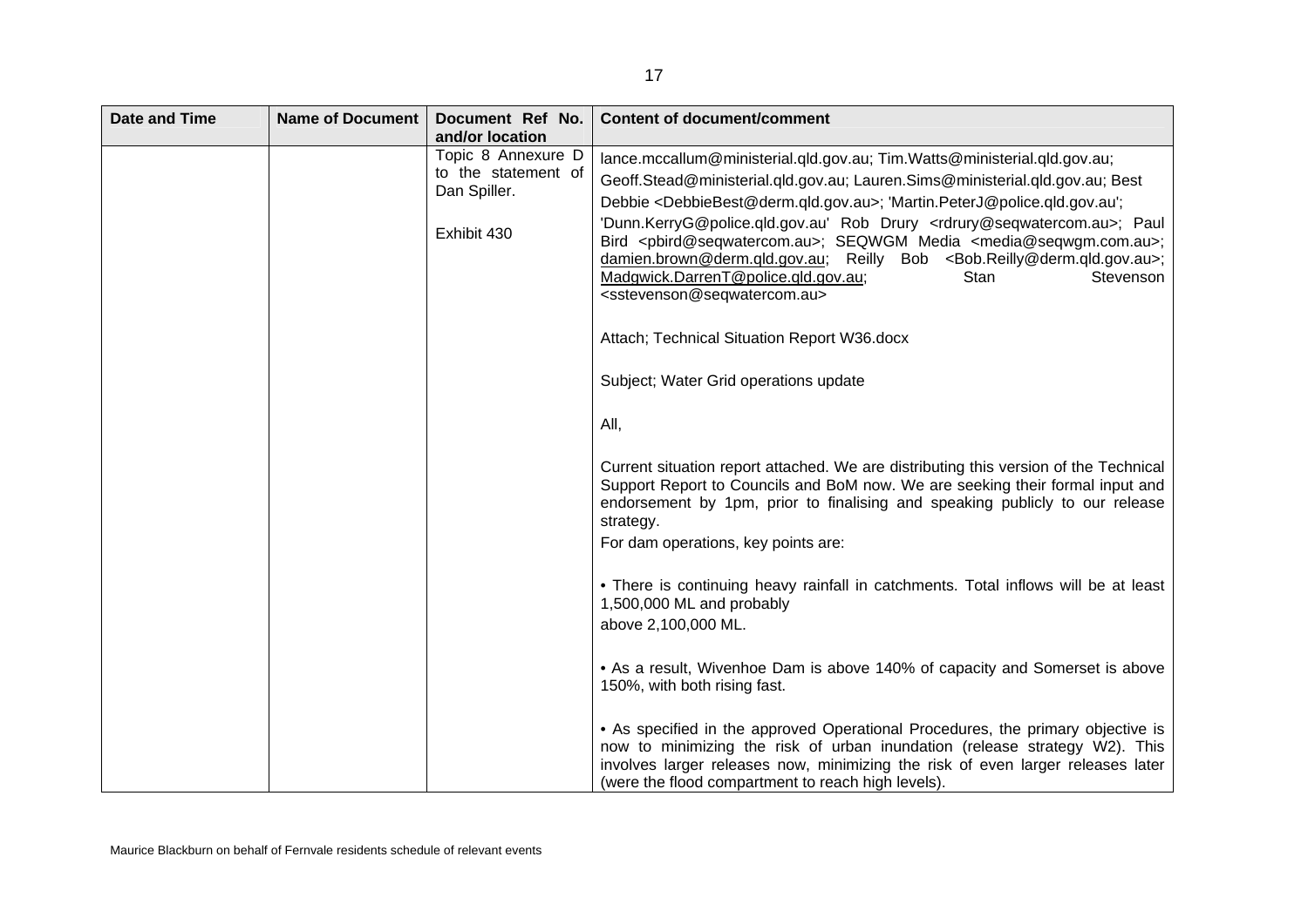| Date and Time | Name of Document | Document Ref No. and/or location | Content of document/comment |
|---|---|---|---|
| | | Topic 8 Annexure D to the statement of Dan Spiller.<br><br>Exhibit 430 | lance.mccallum@ministerial.qld.gov.au; Tim.Watts@ministerial.qld.gov.au; Geoff.Stead@ministerial.qld.gov.au; Lauren.Sims@ministerial.qld.gov.au; Best Debbie <DebbieBest@derm.qld.gov.au>; 'Martin.PeterJ@police.qld.gov.au'; 'Dunn.KerryG@police.qld.gov.au' Rob Drury <rdrury@seqwatercom.au>; Paul Bird <pbird@seqwatercom.au>; SEQWGM Media <media@seqwgm.com.au>; damien.brown@derm.qld.gov.au; Reilly Bob <Bob.Reilly@derm.qld.gov.au>; Madgwick.DarrenT@police.qld.gov.au; Stan Stevenson <sstevenson@seqwatercom.au><br><br>Attach; Technical Situation Report W36.docx<br><br>Subject; Water Grid operations update<br><br>All,<br><br>Current situation report attached. We are distributing this version of the Technical Support Report to Councils and BoM now. We are seeking their formal input and endorsement by 1pm, prior to finalising and speaking publicly to our release strategy.<br>For dam operations, key points are:<br><br>• There is continuing heavy rainfall in catchments. Total inflows will be at least 1,500,000 ML and probably above 2,100,000 ML.<br><br>• As a result, Wivenhoe Dam is above 140% of capacity and Somerset is above 150%, with both rising fast.<br><br>• As specified in the approved Operational Procedures, the primary objective is now to minimizing the risk of urban inundation (release strategy W2). This involves larger releases now, minimizing the risk of even larger releases later (were the flood compartment to reach high levels). |

Maurice Blackburn on behalf of Fernvale residents schedule of relevant events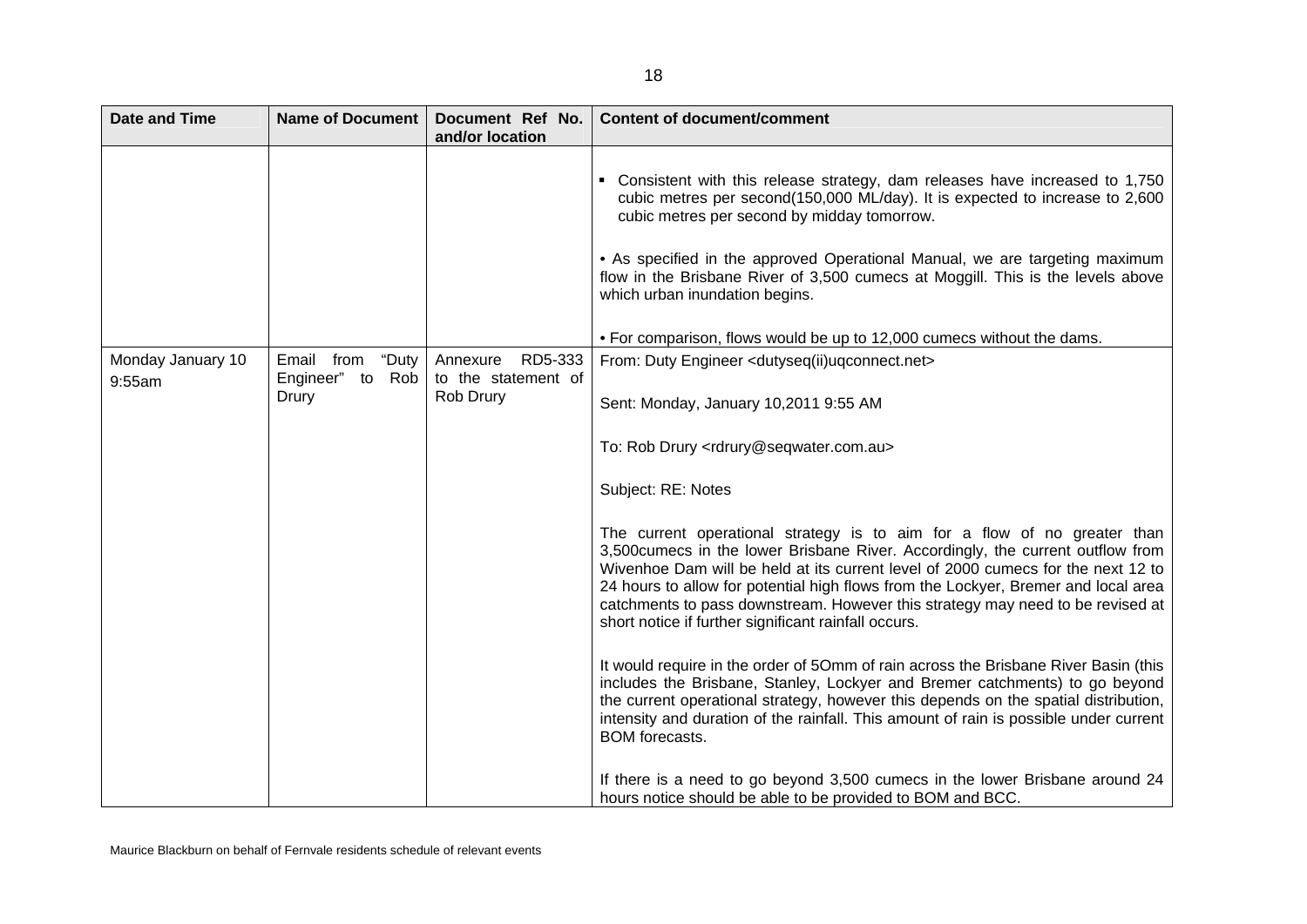| Date and Time | Name of Document | Document Ref No. and/or location | Content of document/comment |
|---|---|---|---|
| | | | ▪ Consistent with this release strategy, dam releases have increased to 1,750 cubic metres per second(150,000 ML/day). It is expected to increase to 2,600 cubic metres per second by midday tomorrow.<br><br>• As specified in the approved Operational Manual, we are targeting maximum flow in the Brisbane River of 3,500 cumecs at Moggill. This is the levels above which urban inundation begins.<br><br>• For comparison, flows would be up to 12,000 cumecs without the dams. |
| Monday January 10 9:55am | Email from "Duty Engineer" to Rob Drury | Annexure RD5-333 to the statement of Rob Drury | From: Duty Engineer <dutyseq(ii)uqconnect.net><br><br>Sent: Monday, January 10,2011 9:55 AM<br><br>To: Rob Drury <rdrury@seqwater.com.au><br><br>Subject: RE: Notes<br><br>The current operational strategy is to aim for a flow of no greater than 3,500cumecs in the lower Brisbane River. Accordingly, the current outflow from Wivenhoe Dam will be held at its current level of 2000 cumecs for the next 12 to 24 hours to allow for potential high flows from the Lockyer, Bremer and local area catchments to pass downstream. However this strategy may need to be revised at short notice if further significant rainfall occurs.<br><br>It would require in the order of 5Omm of rain across the Brisbane River Basin (this includes the Brisbane, Stanley, Lockyer and Bremer catchments) to go beyond the current operational strategy, however this depends on the spatial distribution, intensity and duration of the rainfall. This amount of rain is possible under current BOM forecasts.<br><br>If there is a need to go beyond 3,500 cumecs in the lower Brisbane around 24 hours notice should be able to be provided to BOM and BCC. |

Maurice Blackburn on behalf of Fernvale residents schedule of relevant events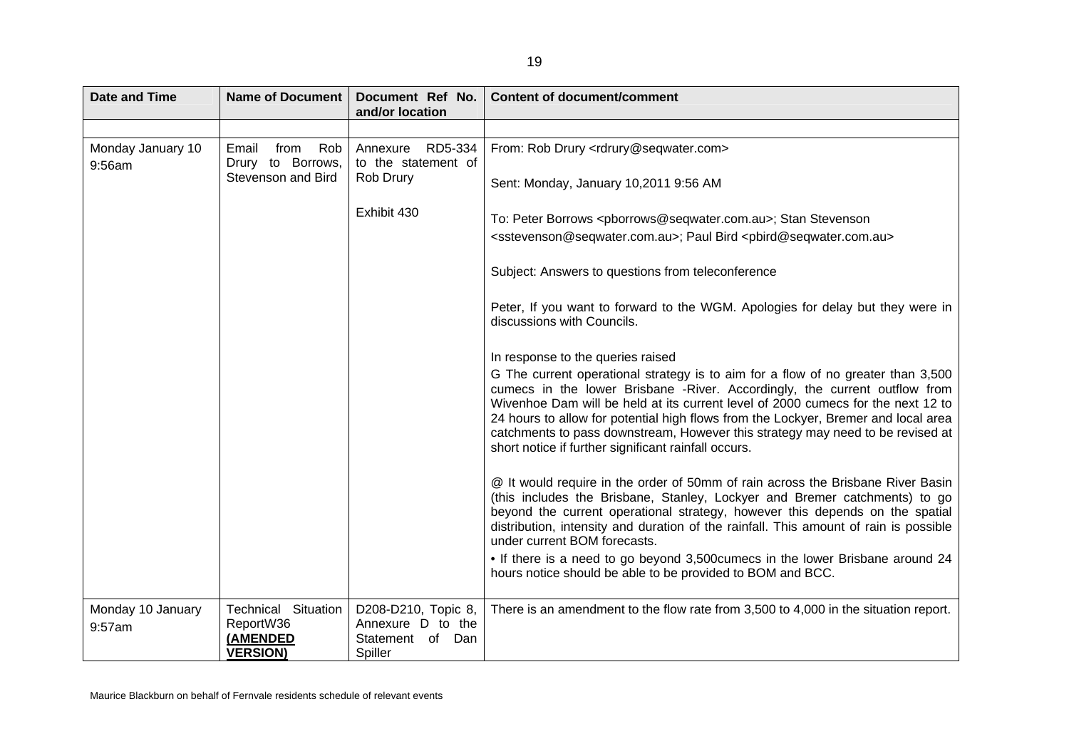| Date and Time | Name of Document | Document Ref No. and/or location | Content of document/comment |
|---|---|---|---|
| | | | |
| Monday January 10 9:56am | Email from Rob Drury to Borrows, Stevenson and Bird | Annexure RD5-334 to the statement of Rob Drury<br><br>Exhibit 430 | From: Rob Drury <rdrury@seqwater.com><br><br>Sent: Monday, January 10,2011 9:56 AM<br><br>To: Peter Borrows <pborrows@seqwater.com.au>; Stan Stevenson <sstevenson@seqwater.com.au>; Paul Bird <pbird@seqwater.com.au><br><br>Subject: Answers to questions from teleconference<br><br>Peter, If you want to forward to the WGM. Apologies for delay but they were in discussions with Councils.<br><br>In response to the queries raised<br>G The current operational strategy is to aim for a flow of no greater than 3,500 cumecs in the lower Brisbane -River. Accordingly, the current outflow from Wivenhoe Dam will be held at its current level of 2000 cumecs for the next 12 to 24 hours to allow for potential high flows from the Lockyer, Bremer and local area catchments to pass downstream, However this strategy may need to be revised at short notice if further significant rainfall occurs.<br><br>@ It would require in the order of 50mm of rain across the Brisbane River Basin (this includes the Brisbane, Stanley, Lockyer and Bremer catchments) to go beyond the current operational strategy, however this depends on the spatial distribution, intensity and duration of the rainfall. This amount of rain is possible under current BOM forecasts.<br>• If there is a need to go beyond 3,500cumecs in the lower Brisbane around 24 hours notice should be able to be provided to BOM and BCC. |
| Monday 10 January 9:57am | Technical Situation ReportW36 **<u>(AMENDED VERSION)</u>** | D208-D210, Topic 8, Annexure D to the Statement of Dan Spiller | There is an amendment to the flow rate from 3,500 to 4,000 in the situation report. |

Maurice Blackburn on behalf of Fernvale residents schedule of relevant events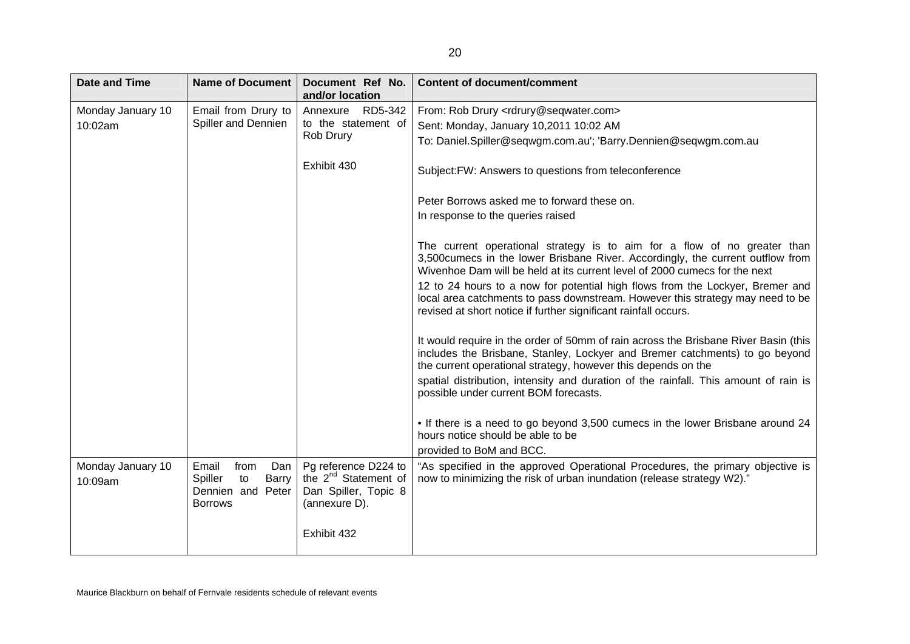| Date and Time | Name of Document | Document Ref No. and/or location | Content of document/comment |
|---|---|---|---|
| Monday January 10 10:02am | Email from Drury to Spiller and Dennien | Annexure RD5-342 to the statement of Rob Drury<br><br>Exhibit 430 | From: Rob Drury <rdrury@seqwater.com><br>Sent: Monday, January 10,2011 10:02 AM<br>To: Daniel.Spiller@seqwgm.com.au'; 'Barry.Dennien@seqwgm.com.au<br><br>Subject:FW: Answers to questions from teleconference<br><br>Peter Borrows asked me to forward these on.<br>In response to the queries raised<br><br>The current operational strategy is to aim for a flow of no greater than 3,500cumecs in the lower Brisbane River. Accordingly, the current outflow from Wivenhoe Dam will be held at its current level of 2000 cumecs for the next<br>12 to 24 hours to a now for potential high flows from the Lockyer, Bremer and local area catchments to pass downstream. However this strategy may need to be revised at short notice if further significant rainfall occurs.<br><br>It would require in the order of 50mm of rain across the Brisbane River Basin (this includes the Brisbane, Stanley, Lockyer and Bremer catchments) to go beyond the current operational strategy, however this depends on the<br>spatial distribution, intensity and duration of the rainfall. This amount of rain is possible under current BOM forecasts.<br><br>• If there is a need to go beyond 3,500 cumecs in the lower Brisbane around 24 hours notice should be able to be<br>provided to BoM and BCC. |
| Monday January 10 10:09am | Email from Dan Spiller to Barry Dennien and Peter Borrows | Pg reference D224 to the 2nd Statement of Dan Spiller, Topic 8 (annexure D).<br><br>Exhibit 432 | "As specified in the approved Operational Procedures, the primary objective is now to minimizing the risk of urban inundation (release strategy W2)." |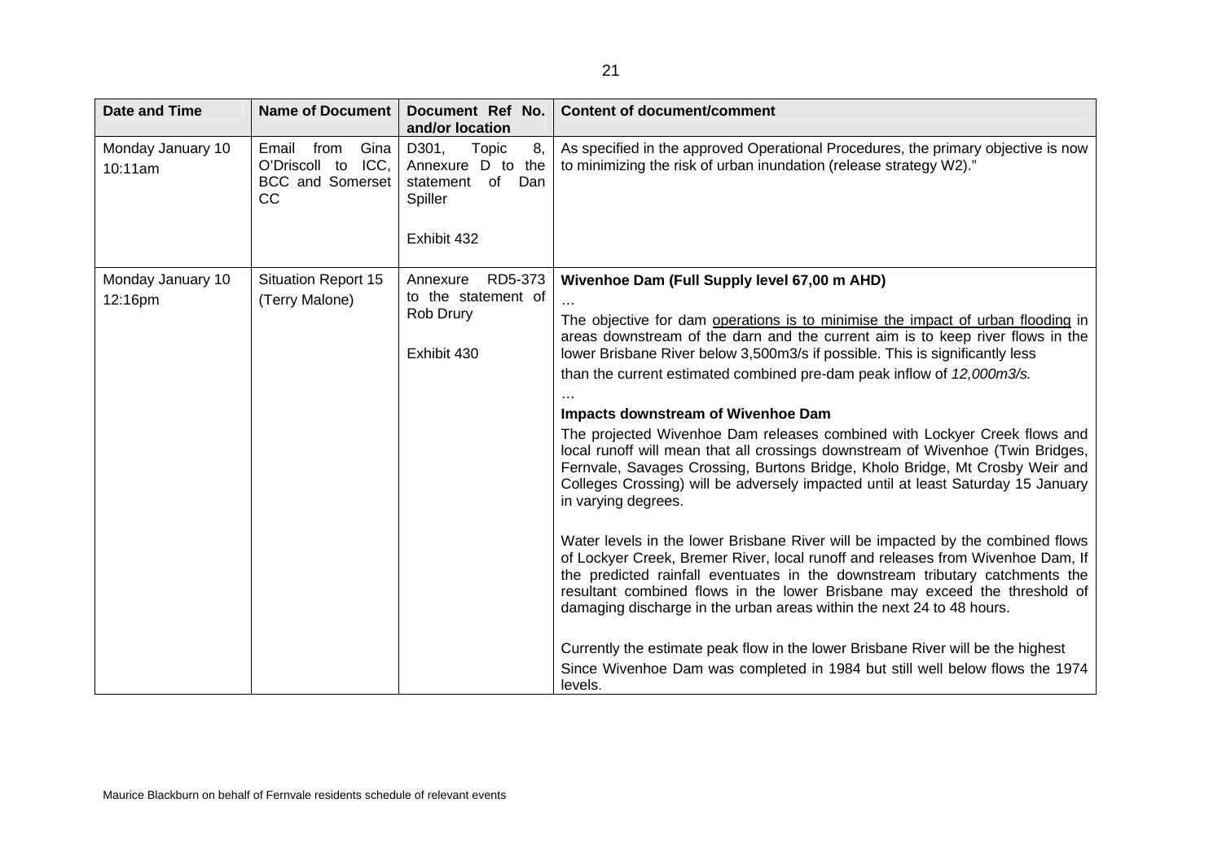| Date and Time | Name of Document | Document Ref No. and/or location | Content of document/comment |
|---|---|---|---|
| Monday January 10 10:11am | Email from Gina O'Driscoll to ICC, BCC and Somerset CC | D301, Topic 8, Annexure D to the statement of Dan Spiller<br><br>Exhibit 432 | As specified in the approved Operational Procedures, the primary objective is now to minimizing the risk of urban inundation (release strategy W2)." |
| Monday January 10 12:16pm | Situation Report 15 (Terry Malone) | Annexure RD5-373 to the statement of Rob Drury<br><br>Exhibit 430 | **Wivenhoe Dam (Full Supply level 67,00 m AHD)**<br>…<br>The objective for dam operations is to minimise the impact of urban flooding in areas downstream of the darn and the current aim is to keep river flows in the lower Brisbane River below 3,500m3/s if possible. This is significantly less than the current estimated combined pre-dam peak inflow of *12,000m3/s.*<br>…<br>**Impacts downstream of Wivenhoe Dam**<br>The projected Wivenhoe Dam releases combined with Lockyer Creek flows and local runoff will mean that all crossings downstream of Wivenhoe (Twin Bridges, Fernvale, Savages Crossing, Burtons Bridge, Kholo Bridge, Mt Crosby Weir and Colleges Crossing) will be adversely impacted until at least Saturday 15 January in varying degrees.<br><br>Water levels in the lower Brisbane River will be impacted by the combined flows of Lockyer Creek, Bremer River, local runoff and releases from Wivenhoe Dam, If the predicted rainfall eventuates in the downstream tributary catchments the resultant combined flows in the lower Brisbane may exceed the threshold of damaging discharge in the urban areas within the next 24 to 48 hours.<br><br>Currently the estimate peak flow in the lower Brisbane River will be the highest Since Wivenhoe Dam was completed in 1984 but still well below flows the 1974 levels. |

Maurice Blackburn on behalf of Fernvale residents schedule of relevant events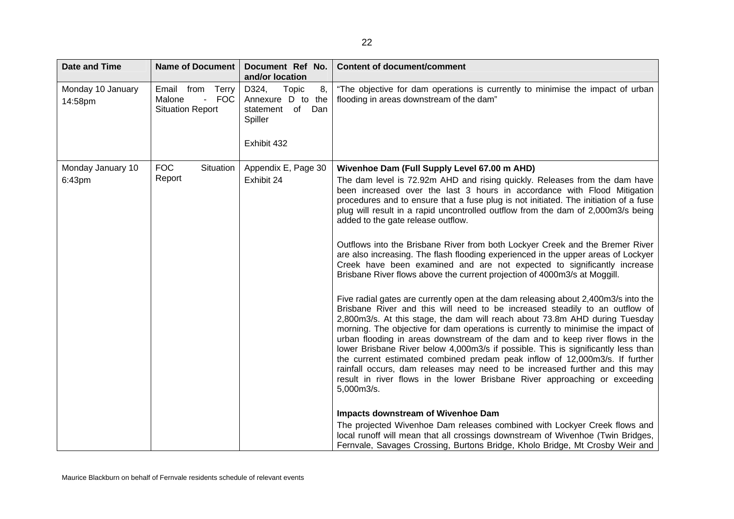| Date and Time | Name of Document | Document Ref No. and/or location | Content of document/comment |
|---|---|---|---|
| Monday 10 January 14:58pm | Email from Terry Malone - FOC Situation Report | D324, Topic 8, Annexure D to the statement of Dan Spiller<br><br>Exhibit 432 | "The objective for dam operations is currently to minimise the impact of urban flooding in areas downstream of the dam" |
| Monday January 10 6:43pm | FOC Situation Report | Appendix E, Page 30<br>Exhibit 24 | **Wivenhoe Dam (Full Supply Level 67.00 m AHD)**<br>The dam level is 72.92m AHD and rising quickly. Releases from the dam have been increased over the last 3 hours in accordance with Flood Mitigation procedures and to ensure that a fuse plug is not initiated. The initiation of a fuse plug will result in a rapid uncontrolled outflow from the dam of 2,000m3/s being added to the gate release outflow.<br><br>Outflows into the Brisbane River from both Lockyer Creek and the Bremer River are also increasing. The flash flooding experienced in the upper areas of Lockyer Creek have been examined and are not expected to significantly increase Brisbane River flows above the current projection of 4000m3/s at Moggill.<br><br>Five radial gates are currently open at the dam releasing about 2,400m3/s into the Brisbane River and this will need to be increased steadily to an outflow of 2,800m3/s. At this stage, the dam will reach about 73.8m AHD during Tuesday morning. The objective for dam operations is currently to minimise the impact of urban flooding in areas downstream of the dam and to keep river flows in the lower Brisbane River below 4,000m3/s if possible. This is significantly less than the current estimated combined predam peak inflow of 12,000m3/s. If further rainfall occurs, dam releases may need to be increased further and this may result in river flows in the lower Brisbane River approaching or exceeding 5,000m3/s.<br><br>**Impacts downstream of Wivenhoe Dam**<br>The projected Wivenhoe Dam releases combined with Lockyer Creek flows and local runoff will mean that all crossings downstream of Wivenhoe (Twin Bridges, Fernvale, Savages Crossing, Burtons Bridge, Kholo Bridge, Mt Crosby Weir and |

Maurice Blackburn on behalf of Fernvale residents schedule of relevant events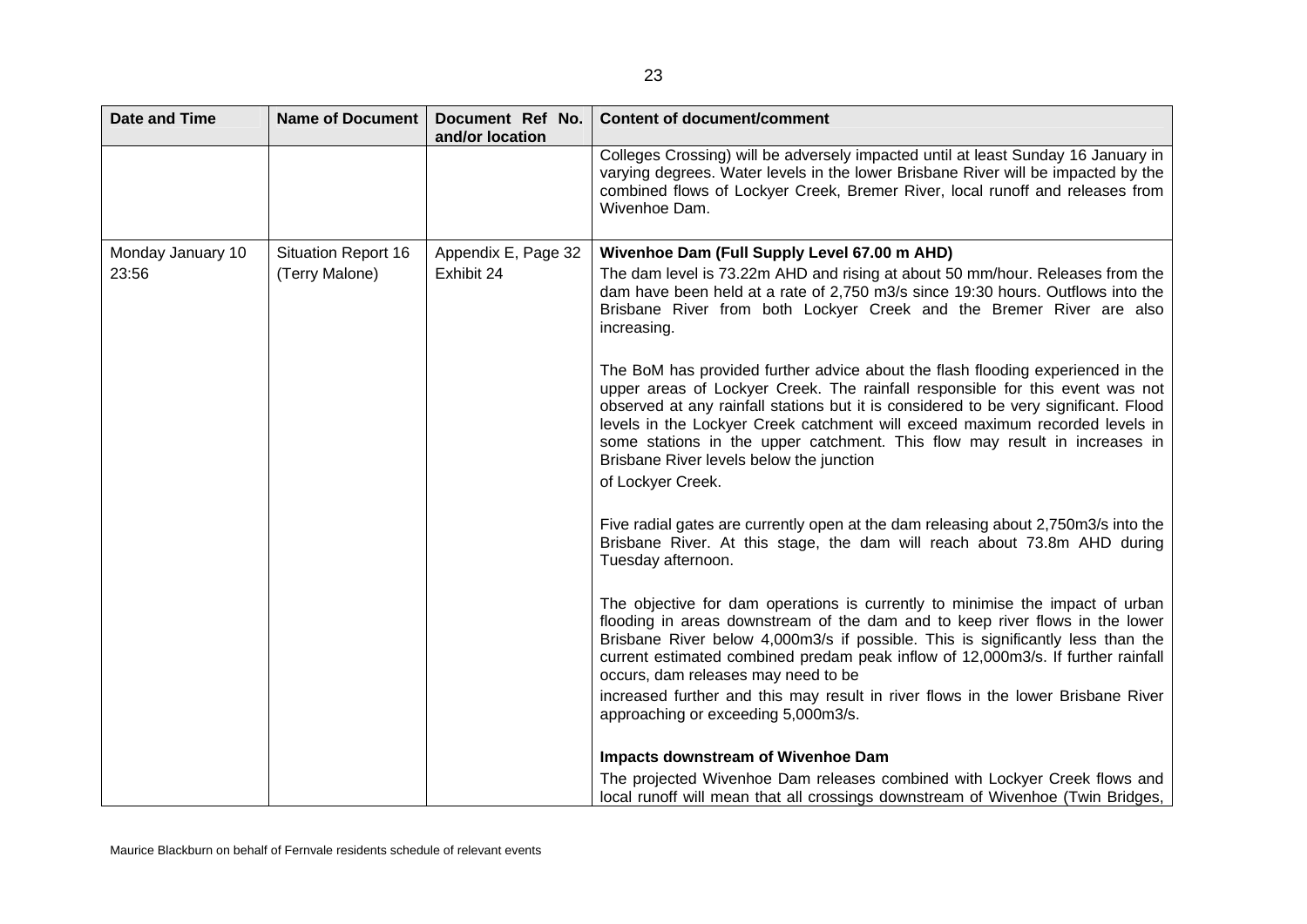| Date and Time | Name of Document | Document Ref No. and/or location | Content of document/comment |
|---|---|---|---|
| | | | Colleges Crossing) will be adversely impacted until at least Sunday 16 January in varying degrees. Water levels in the lower Brisbane River will be impacted by the combined flows of Lockyer Creek, Bremer River, local runoff and releases from Wivenhoe Dam. |
| Monday January 10 23:56 | Situation Report 16 (Terry Malone) | Appendix E, Page 32 Exhibit 24 | **Wivenhoe Dam (Full Supply Level 67.00 m AHD)**<br>The dam level is 73.22m AHD and rising at about 50 mm/hour. Releases from the dam have been held at a rate of 2,750 m3/s since 19:30 hours. Outflows into the Brisbane River from both Lockyer Creek and the Bremer River are also increasing.<br><br>The BoM has provided further advice about the flash flooding experienced in the upper areas of Lockyer Creek. The rainfall responsible for this event was not observed at any rainfall stations but it is considered to be very significant. Flood levels in the Lockyer Creek catchment will exceed maximum recorded levels in some stations in the upper catchment. This flow may result in increases in Brisbane River levels below the junction<br>of Lockyer Creek.<br><br>Five radial gates are currently open at the dam releasing about 2,750m3/s into the Brisbane River. At this stage, the dam will reach about 73.8m AHD during Tuesday afternoon.<br><br>The objective for dam operations is currently to minimise the impact of urban flooding in areas downstream of the dam and to keep river flows in the lower Brisbane River below 4,000m3/s if possible. This is significantly less than the current estimated combined predam peak inflow of 12,000m3/s. If further rainfall occurs, dam releases may need to be<br>increased further and this may result in river flows in the lower Brisbane River approaching or exceeding 5,000m3/s.<br><br>**Impacts downstream of Wivenhoe Dam**<br>The projected Wivenhoe Dam releases combined with Lockyer Creek flows and local runoff will mean that all crossings downstream of Wivenhoe (Twin Bridges, |

Maurice Blackburn on behalf of Fernvale residents schedule of relevant events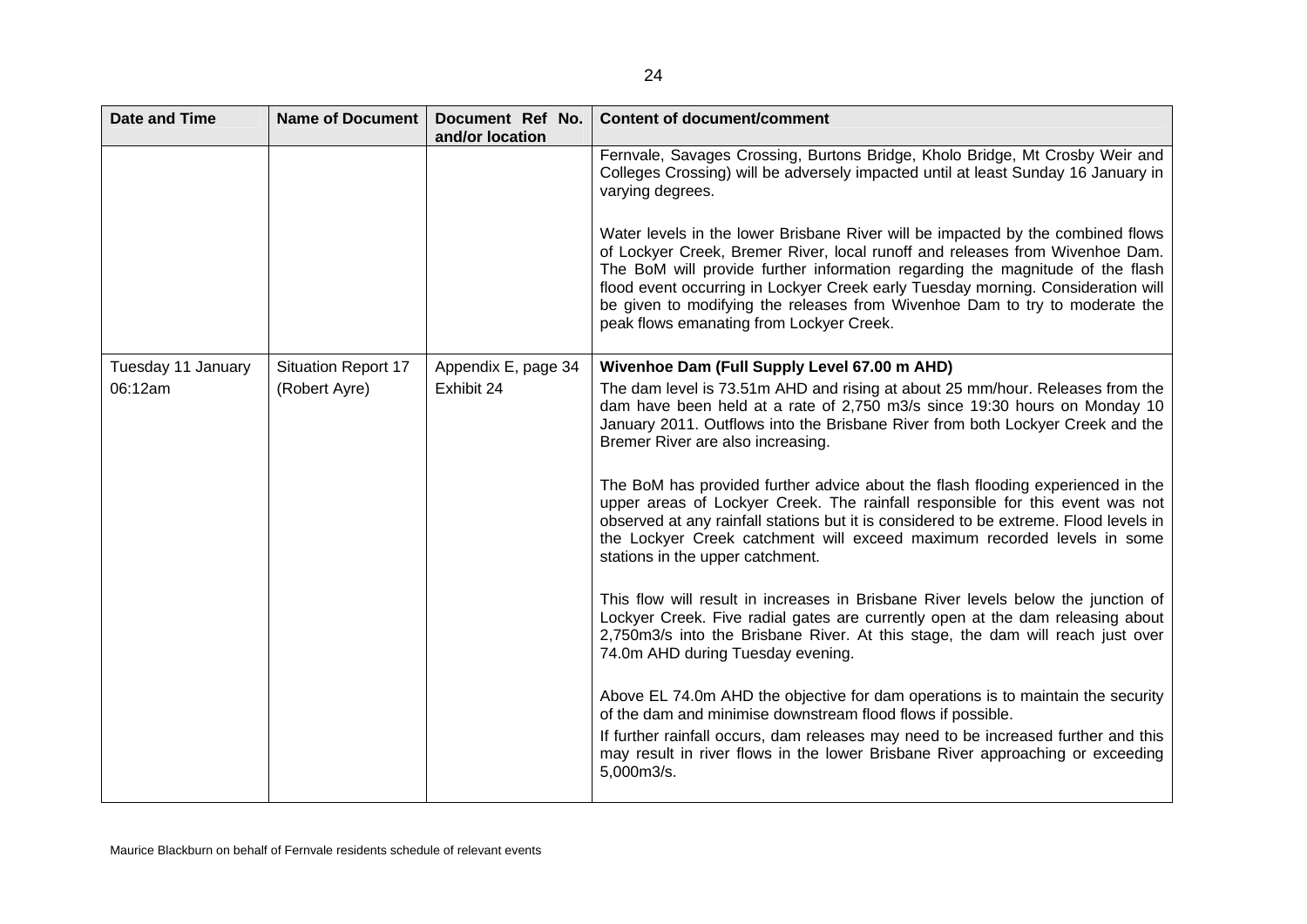| Date and Time | Name of Document | Document Ref No. and/or location | Content of document/comment |
|---|---|---|---|
| | | | Fernvale, Savages Crossing, Burtons Bridge, Kholo Bridge, Mt Crosby Weir and Colleges Crossing) will be adversely impacted until at least Sunday 16 January in varying degrees.<br><br>Water levels in the lower Brisbane River will be impacted by the combined flows of Lockyer Creek, Bremer River, local runoff and releases from Wivenhoe Dam. The BoM will provide further information regarding the magnitude of the flash flood event occurring in Lockyer Creek early Tuesday morning. Consideration will be given to modifying the releases from Wivenhoe Dam to try to moderate the peak flows emanating from Lockyer Creek. |
| Tuesday 11 January 06:12am | Situation Report 17 (Robert Ayre) | Appendix E, page 34 Exhibit 24 | **Wivenhoe Dam (Full Supply Level 67.00 m AHD)**<br>The dam level is 73.51m AHD and rising at about 25 mm/hour. Releases from the dam have been held at a rate of 2,750 m3/s since 19:30 hours on Monday 10 January 2011. Outflows into the Brisbane River from both Lockyer Creek and the Bremer River are also increasing.<br><br>The BoM has provided further advice about the flash flooding experienced in the upper areas of Lockyer Creek. The rainfall responsible for this event was not observed at any rainfall stations but it is considered to be extreme. Flood levels in the Lockyer Creek catchment will exceed maximum recorded levels in some stations in the upper catchment.<br><br>This flow will result in increases in Brisbane River levels below the junction of Lockyer Creek. Five radial gates are currently open at the dam releasing about 2,750m3/s into the Brisbane River. At this stage, the dam will reach just over 74.0m AHD during Tuesday evening.<br><br>Above EL 74.0m AHD the objective for dam operations is to maintain the security of the dam and minimise downstream flood flows if possible.<br>If further rainfall occurs, dam releases may need to be increased further and this may result in river flows in the lower Brisbane River approaching or exceeding 5,000m3/s. |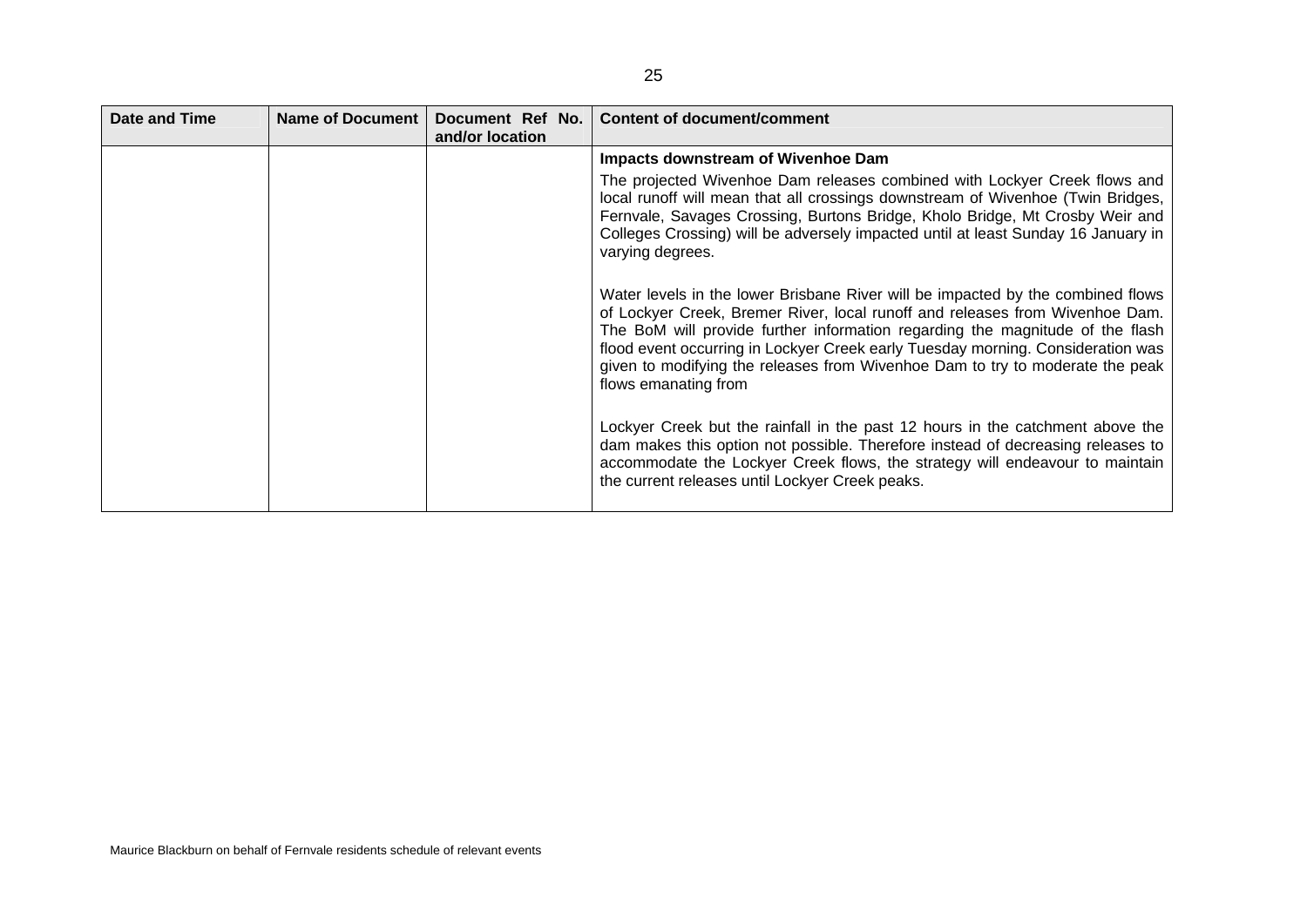| Date and Time | Name of Document | Document Ref No. and/or location | Content of document/comment |
|---|---|---|---|
| | | | **Impacts downstream of Wivenhoe Dam**<br><br>The projected Wivenhoe Dam releases combined with Lockyer Creek flows and local runoff will mean that all crossings downstream of Wivenhoe (Twin Bridges, Fernvale, Savages Crossing, Burtons Bridge, Kholo Bridge, Mt Crosby Weir and Colleges Crossing) will be adversely impacted until at least Sunday 16 January in varying degrees.<br><br>Water levels in the lower Brisbane River will be impacted by the combined flows of Lockyer Creek, Bremer River, local runoff and releases from Wivenhoe Dam. The BoM will provide further information regarding the magnitude of the flash flood event occurring in Lockyer Creek early Tuesday morning. Consideration was given to modifying the releases from Wivenhoe Dam to try to moderate the peak flows emanating from<br><br>Lockyer Creek but the rainfall in the past 12 hours in the catchment above the dam makes this option not possible. Therefore instead of decreasing releases to accommodate the Lockyer Creek flows, the strategy will endeavour to maintain the current releases until Lockyer Creek peaks. |

Maurice Blackburn on behalf of Fernvale residents schedule of relevant events